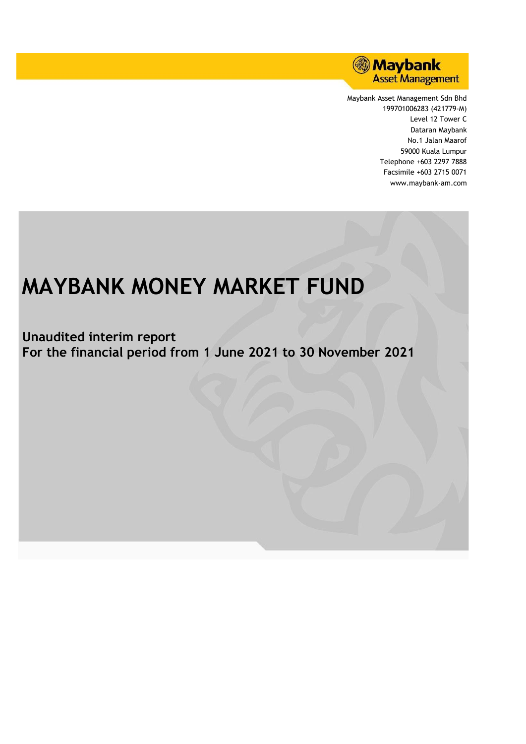Maybank Asset Management

Maybank Asset Management Sdn Bhd
199701006283 (421779-M)
Level 12 Tower C
Dataran Maybank
No.1 Jalan Maarof
59000 Kuala Lumpur
Telephone +603 2297 7888
Facsimile +603 2715 0071
www.maybank-am.com

# MAYBANK MONEY MARKET FUND

## Unaudited interim report
## For the financial period from 1 June 2021 to 30 November 2021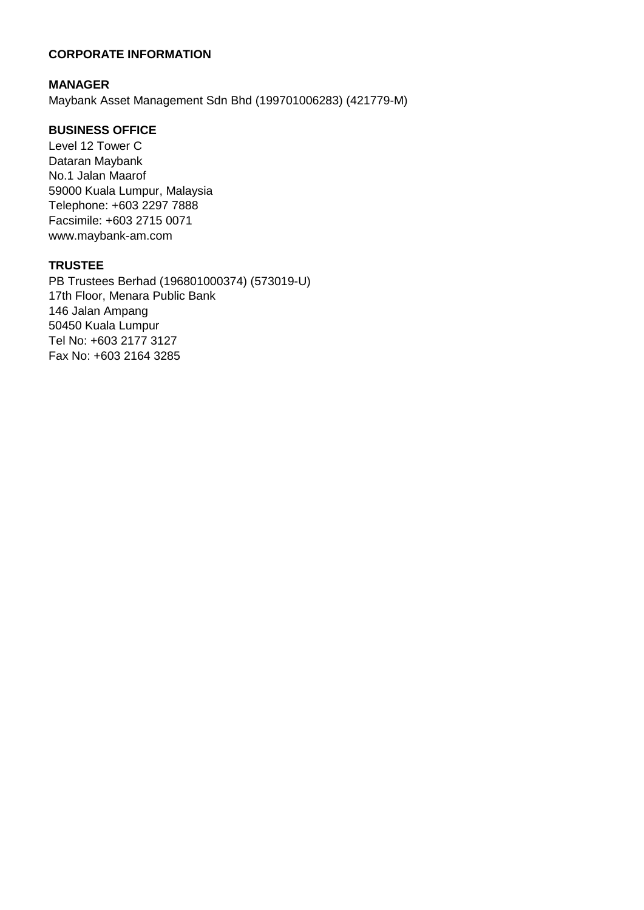# CORPORATE INFORMATION

## MANAGER

Maybank Asset Management Sdn Bhd (199701006283) (421779-M)

## BUSINESS OFFICE

Level 12 Tower C
Dataran Maybank
No.1 Jalan Maarof
59000 Kuala Lumpur, Malaysia
Telephone: +603 2297 7888
Facsimile: +603 2715 0071
www.maybank-am.com

## TRUSTEE

PB Trustees Berhad (196801000374) (573019-U)
17th Floor, Menara Public Bank
146 Jalan Ampang
50450 Kuala Lumpur
Tel No: +603 2177 3127
Fax No: +603 2164 3285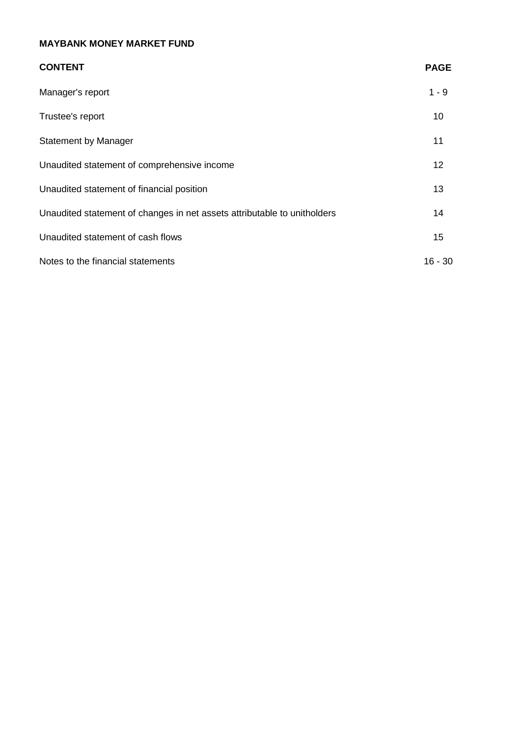**MAYBANK MONEY MARKET FUND**

| CONTENT | PAGE |
|---|---|
| Manager's report | 1 - 9 |
| Trustee's report | 10 |
| Statement by Manager | 11 |
| Unaudited statement of comprehensive income | 12 |
| Unaudited statement of financial position | 13 |
| Unaudited statement of changes in net assets attributable to unitholders | 14 |
| Unaudited statement of cash flows | 15 |
| Notes to the financial statements | 16 - 30 |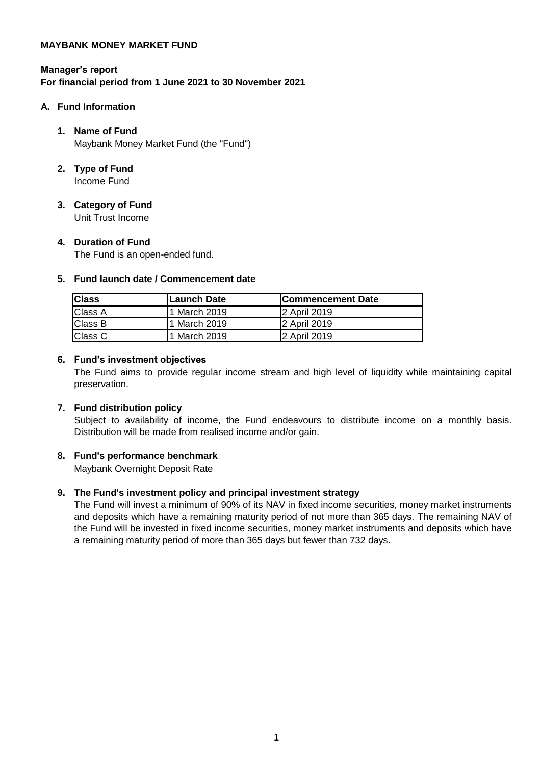**MAYBANK MONEY MARKET FUND**

**Manager's report**
**For financial period from 1 June 2021 to 30 November 2021**

## A. Fund Information

### 1. Name of Fund

Maybank Money Market Fund (the "Fund")

### 2. Type of Fund

Income Fund

### 3. Category of Fund

Unit Trust Income

### 4. Duration of Fund

The Fund is an open-ended fund.

### 5. Fund launch date / Commencement date

| Class | Launch Date | Commencement Date |
| --- | --- | --- |
| Class A | 1 March 2019 | 2 April 2019 |
| Class B | 1 March 2019 | 2 April 2019 |
| Class C | 1 March 2019 | 2 April 2019 |

### 6. Fund's investment objectives

The Fund aims to provide regular income stream and high level of liquidity while maintaining capital preservation.

### 7. Fund distribution policy

Subject to availability of income, the Fund endeavours to distribute income on a monthly basis. Distribution will be made from realised income and/or gain.

### 8. Fund's performance benchmark

Maybank Overnight Deposit Rate

### 9. The Fund's investment policy and principal investment strategy

The Fund will invest a minimum of 90% of its NAV in fixed income securities, money market instruments and deposits which have a remaining maturity period of not more than 365 days. The remaining NAV of the Fund will be invested in fixed income securities, money market instruments and deposits which have a remaining maturity period of more than 365 days but fewer than 732 days.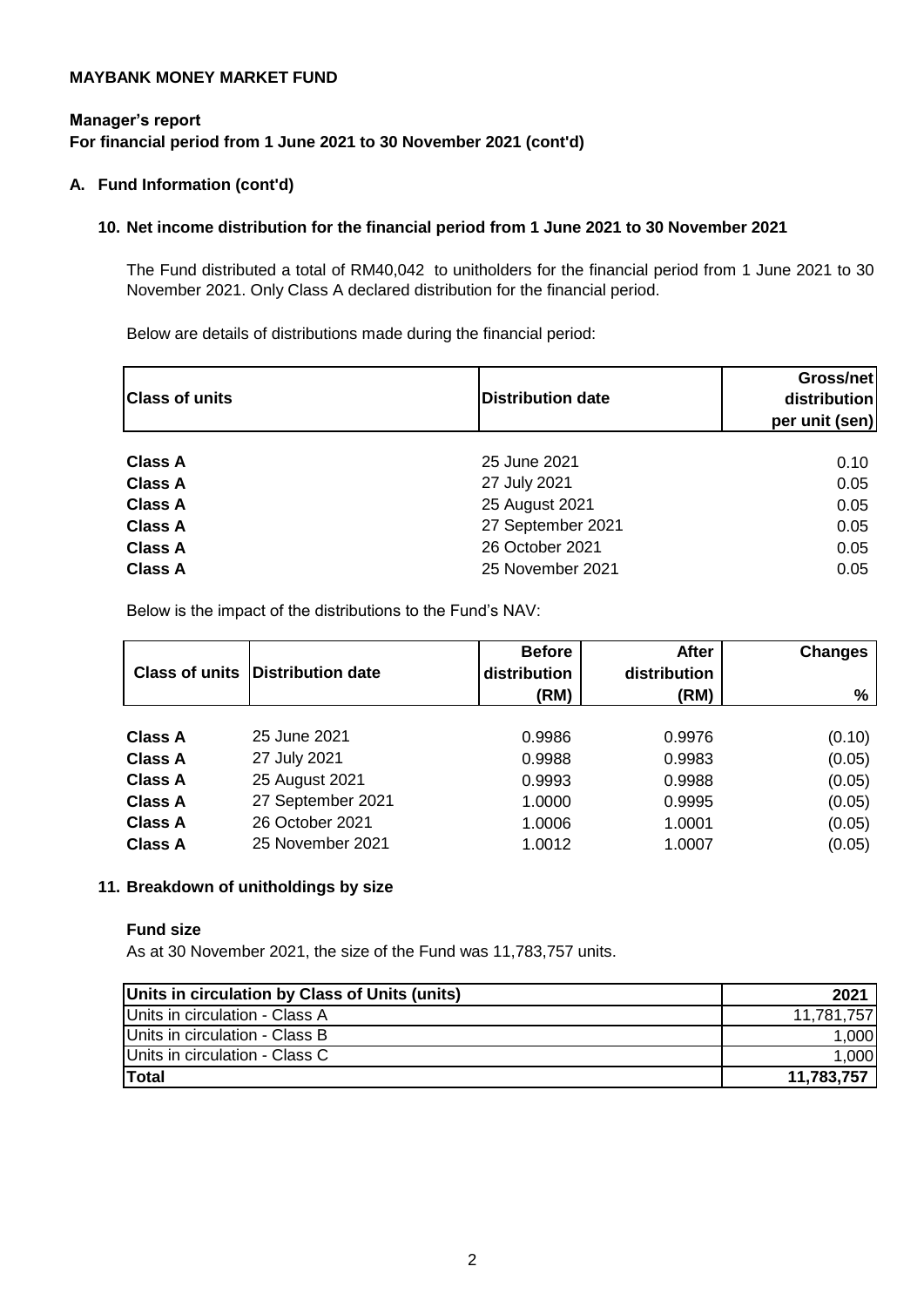**MAYBANK MONEY MARKET FUND**

**Manager's report**
**For financial period from 1 June 2021 to 30 November 2021 (cont'd)**

**A. Fund Information (cont'd)**

**10. Net income distribution for the financial period from 1 June 2021 to 30 November 2021**

The Fund distributed a total of RM40,042 to unitholders for the financial period from 1 June 2021 to 30 November 2021. Only Class A declared distribution for the financial period.

Below are details of distributions made during the financial period:

| Class of units | Distribution date | Gross/net distribution per unit (sen) |
|---|---|---|
| **Class A** | 25 June 2021 | 0.10 |
| **Class A** | 27 July 2021 | 0.05 |
| **Class A** | 25 August 2021 | 0.05 |
| **Class A** | 27 September 2021 | 0.05 |
| **Class A** | 26 October 2021 | 0.05 |
| **Class A** | 25 November 2021 | 0.05 |

Below is the impact of the distributions to the Fund's NAV:

| Class of units | Distribution date | Before distribution (RM) | After distribution (RM) | Changes % |
|---|---|---|---|---|
| **Class A** | 25 June 2021 | 0.9986 | 0.9976 | (0.10) |
| **Class A** | 27 July 2021 | 0.9988 | 0.9983 | (0.05) |
| **Class A** | 25 August 2021 | 0.9993 | 0.9988 | (0.05) |
| **Class A** | 27 September 2021 | 1.0000 | 0.9995 | (0.05) |
| **Class A** | 26 October 2021 | 1.0006 | 1.0001 | (0.05) |
| **Class A** | 25 November 2021 | 1.0012 | 1.0007 | (0.05) |

**11. Breakdown of unitholdings by size**

**Fund size**

As at 30 November 2021, the size of the Fund was 11,783,757 units.

| Units in circulation by Class of Units (units) | 2021 |
|---|---|
| Units in circulation - Class A | 11,781,757 |
| Units in circulation - Class B | 1,000 |
| Units in circulation - Class C | 1,000 |
| **Total** | **11,783,757** |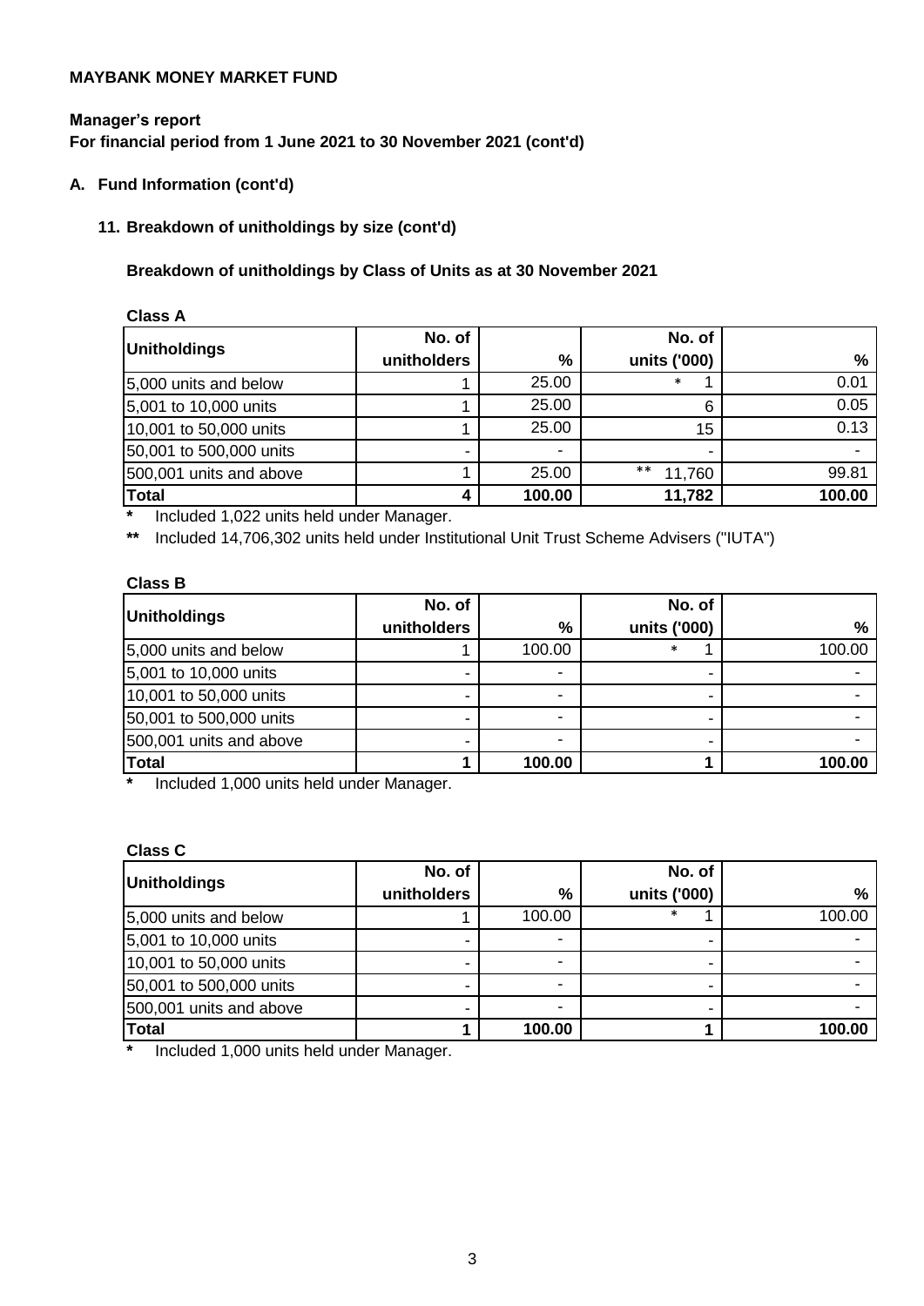**MAYBANK MONEY MARKET FUND**

**Manager's report**

**For financial period from 1 June 2021 to 30 November 2021 (cont'd)**

**A. Fund Information (cont'd)**

**11. Breakdown of unitholdings by size (cont'd)**

**Breakdown of unitholdings by Class of Units as at 30 November 2021**

**Class A**

| Unitholdings | No. of unitholders | % | No. of units ('000) | % |
|---|---|---|---|---|
| 5,000 units and below | 1 | 25.00 | * 1 | 0.01 |
| 5,001 to 10,000 units | 1 | 25.00 | 6 | 0.05 |
| 10,001 to 50,000 units | 1 | 25.00 | 15 | 0.13 |
| 50,001 to 500,000 units | - | - | - | - |
| 500,001 units and above | 1 | 25.00 | ** 11,760 | 99.81 |
| **Total** | **4** | **100.00** | **11,782** | **100.00** |

\* Included 1,022 units held under Manager.

\** Included 14,706,302 units held under Institutional Unit Trust Scheme Advisers ("IUTA")

**Class B**

| Unitholdings | No. of unitholders | % | No. of units ('000) | % |
|---|---|---|---|---|
| 5,000 units and below | 1 | 100.00 | * 1 | 100.00 |
| 5,001 to 10,000 units | - | - | - | - |
| 10,001 to 50,000 units | - | - | - | - |
| 50,001 to 500,000 units | - | - | - | - |
| 500,001 units and above | - | - | - | - |
| **Total** | **1** | **100.00** | **1** | **100.00** |

\* Included 1,000 units held under Manager.

**Class C**

| Unitholdings | No. of unitholders | % | No. of units ('000) | % |
|---|---|---|---|---|
| 5,000 units and below | 1 | 100.00 | * 1 | 100.00 |
| 5,001 to 10,000 units | - | - | - | - |
| 10,001 to 50,000 units | - | - | - | - |
| 50,001 to 500,000 units | - | - | - | - |
| 500,001 units and above | - | - | - | - |
| **Total** | **1** | **100.00** | **1** | **100.00** |

\* Included 1,000 units held under Manager.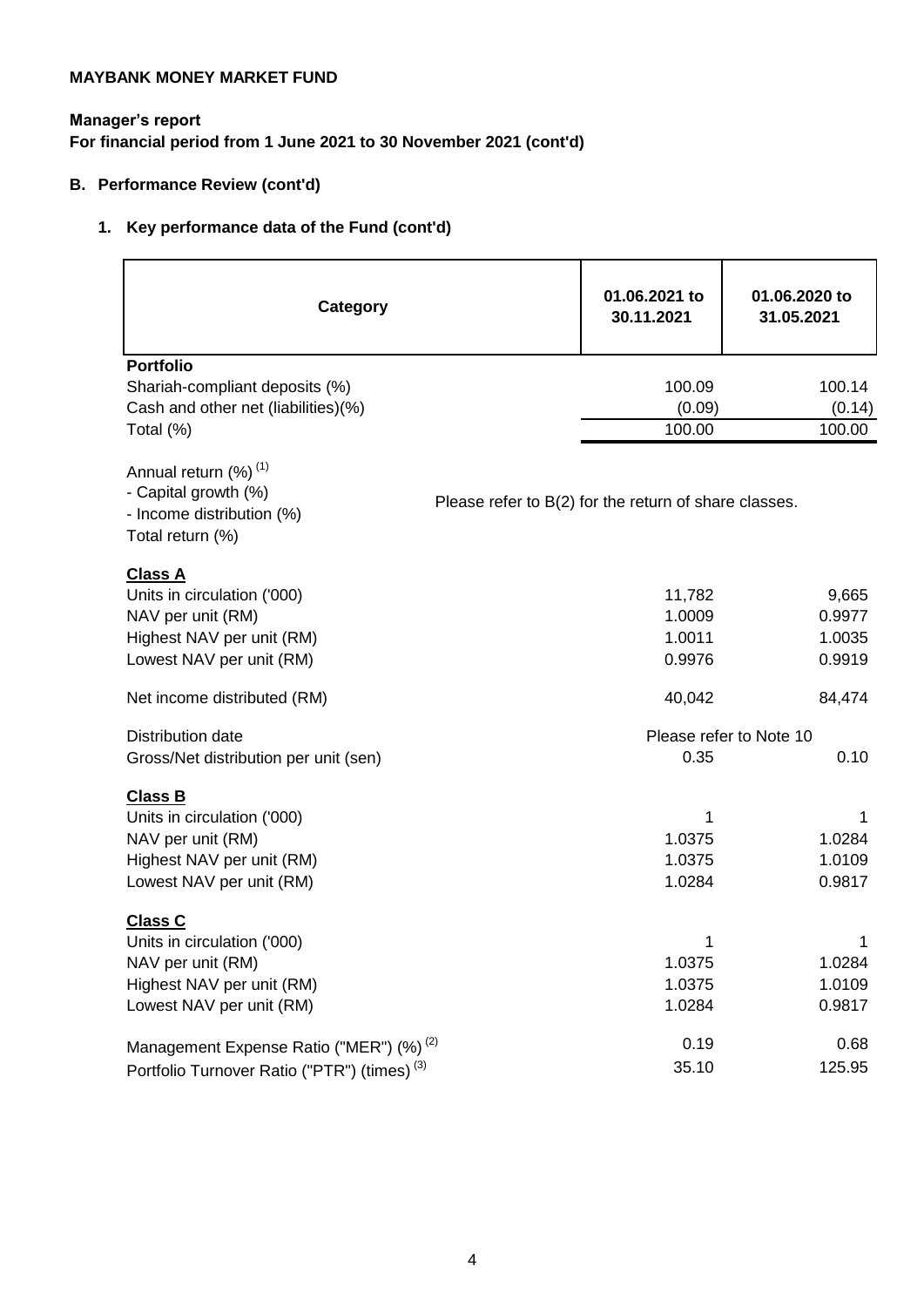**MAYBANK MONEY MARKET FUND**

**Manager's report**
**For financial period from 1 June 2021 to 30 November 2021 (cont'd)**

**B. Performance Review (cont'd)**

**1. Key performance data of the Fund (cont'd)**

| Category | 01.06.2021 to 30.11.2021 | 01.06.2020 to 31.05.2021 |
|---|---|---|
| **Portfolio** | | |
| Shariah-compliant deposits (%) | 100.09 | 100.14 |
| Cash and other net (liabilities)(%) | (0.09) | (0.14) |
| Total (%) | 100.00 | 100.00 |
| Annual return (%) [1] | Please refer to B(2) for the return of share classes. | |
| - Capital growth (%) | | |
| - Income distribution (%) | | |
| Total return (%) | | |
| **Class A** | | |
| Units in circulation ('000) | 11,782 | 9,665 |
| NAV per unit (RM) | 1.0009 | 0.9977 |
| Highest NAV per unit (RM) | 1.0011 | 1.0035 |
| Lowest NAV per unit (RM) | 0.9976 | 0.9919 |
| Net income distributed (RM) | 40,042 | 84,474 |
| Distribution date | Please refer to Note 10 | |
| Gross/Net distribution per unit (sen) | 0.35 | 0.10 |
| **Class B** | | |
| Units in circulation ('000) | 1 | 1 |
| NAV per unit (RM) | 1.0375 | 1.0284 |
| Highest NAV per unit (RM) | 1.0375 | 1.0109 |
| Lowest NAV per unit (RM) | 1.0284 | 0.9817 |
| **Class C** | | |
| Units in circulation ('000) | 1 | 1 |
| NAV per unit (RM) | 1.0375 | 1.0284 |
| Highest NAV per unit (RM) | 1.0375 | 1.0109 |
| Lowest NAV per unit (RM) | 1.0284 | 0.9817 |
| Management Expense Ratio ("MER") (%) [2] | 0.19 | 0.68 |
| Portfolio Turnover Ratio ("PTR") (times) [3] | 35.10 | 125.95 |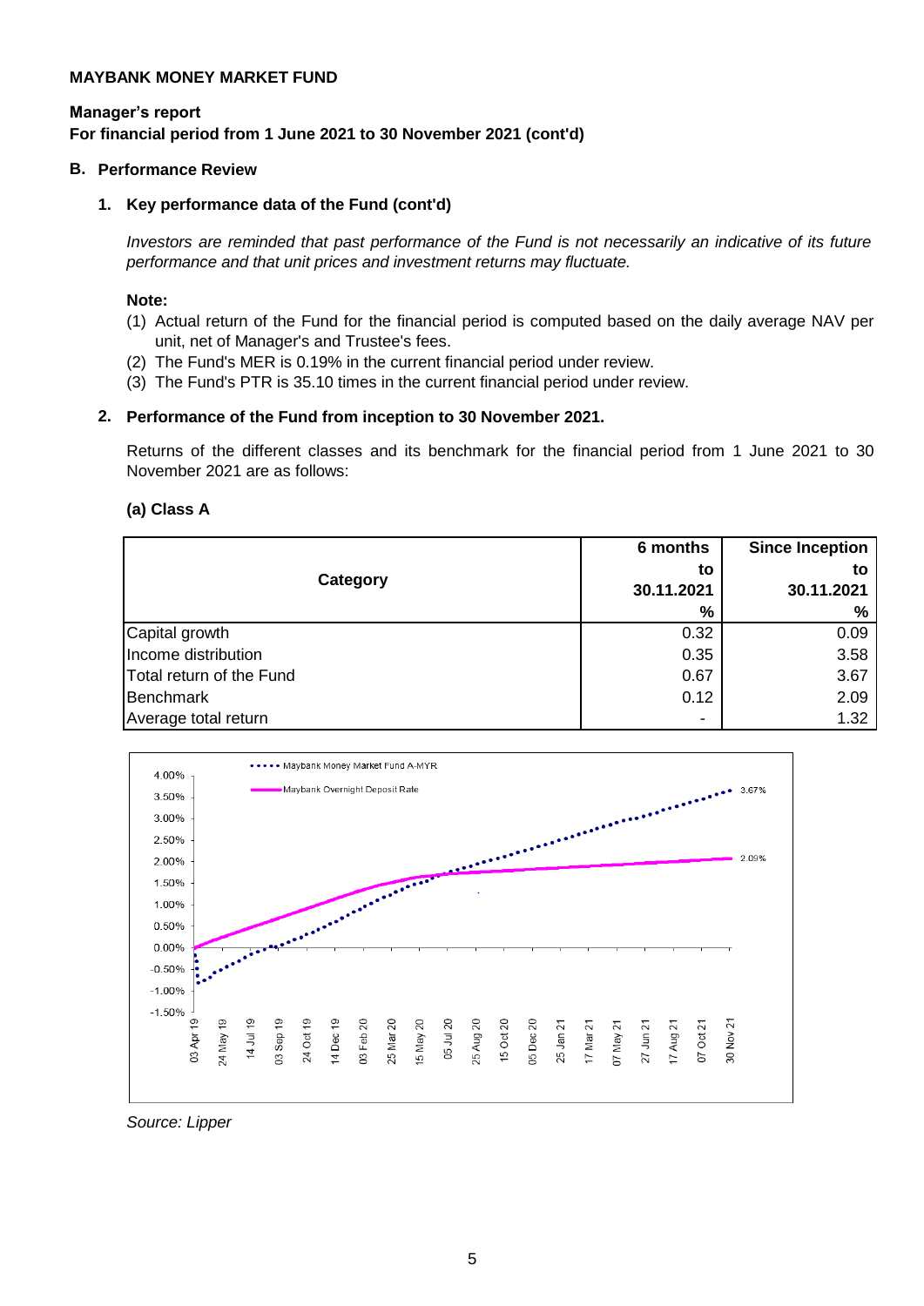**MAYBANK MONEY MARKET FUND**

**Manager's report**
**For financial period from 1 June 2021 to 30 November 2021 (cont'd)**

## B. Performance Review

### 1. Key performance data of the Fund (cont'd)

*Investors are reminded that past performance of the Fund is not necessarily an indicative of its future performance and that unit prices and investment returns may fluctuate.*

**Note:**

(1) Actual return of the Fund for the financial period is computed based on the daily average NAV per unit, net of Manager's and Trustee's fees.
(2) The Fund's MER is 0.19% in the current financial period under review.
(3) The Fund's PTR is 35.10 times in the current financial period under review.

### 2. Performance of the Fund from inception to 30 November 2021.

Returns of the different classes and its benchmark for the financial period from 1 June 2021 to 30 November 2021 are as follows:

#### (a) Class A

| Category | 6 months to 30.11.2021 % | Since Inception to 30.11.2021 % |
|---|---|---|
| Capital growth | 0.32 | 0.09 |
| Income distribution | 0.35 | 3.58 |
| Total return of the Fund | 0.67 | 3.67 |
| Benchmark | 0.12 | 2.09 |
| Average total return | - | 1.32 |

*Source: Lipper*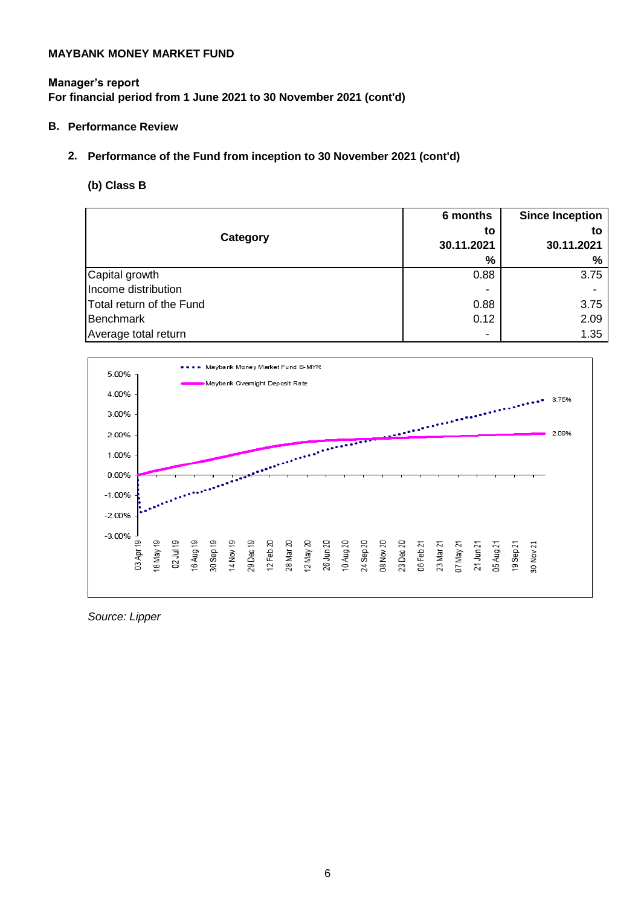**MAYBANK MONEY MARKET FUND**

**Manager's report**
**For financial period from 1 June 2021 to 30 November 2021 (cont'd)**

## B. Performance Review

### 2. Performance of the Fund from inception to 30 November 2021 (cont'd)

#### (b) Class B

| Category | 6 months to 30.11.2021 % | Since Inception to 30.11.2021 % |
|---|---|---|
| Capital growth | 0.88 | 3.75 |
| Income distribution | - | - |
| Total return of the Fund | 0.88 | 3.75 |
| Benchmark | 0.12 | 2.09 |
| Average total return | - | 1.35 |

*Source: Lipper*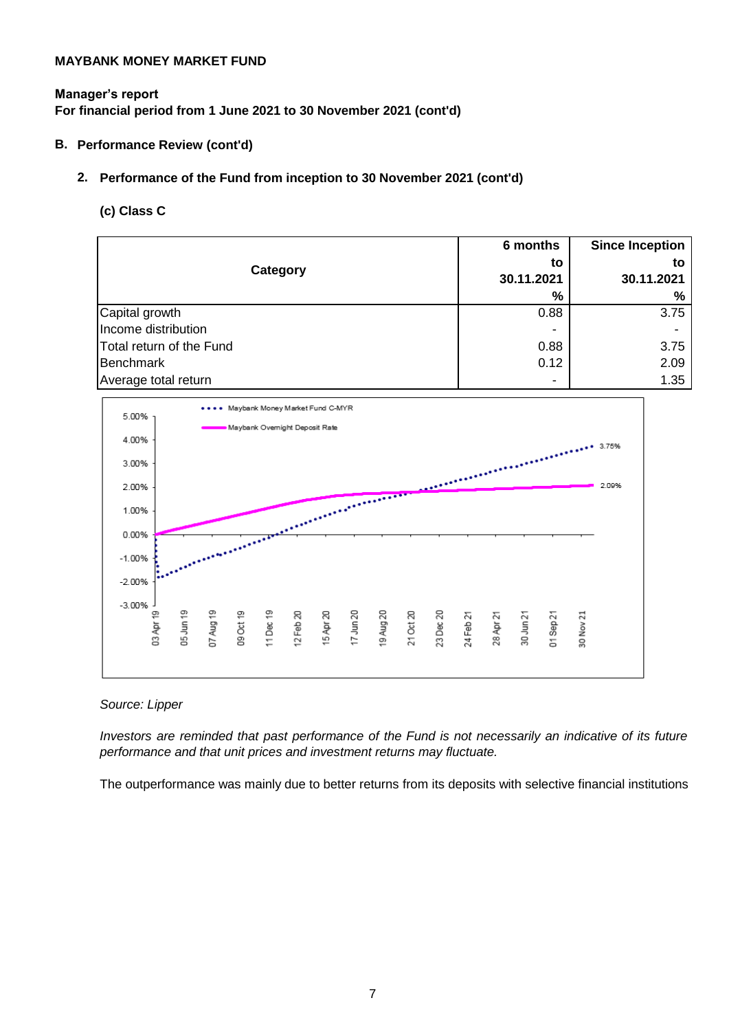**MAYBANK MONEY MARKET FUND**

**Manager's report**
**For financial period from 1 June 2021 to 30 November 2021 (cont'd)**

**B. Performance Review (cont'd)**

**2. Performance of the Fund from inception to 30 November 2021 (cont'd)**

**(c) Class C**

| Category | 6 months to 30.11.2021 % | Since Inception to 30.11.2021 % |
|---|---|---|
| Capital growth | 0.88 | 3.75 |
| Income distribution | - | - |
| Total return of the Fund | 0.88 | 3.75 |
| Benchmark | 0.12 | 2.09 |
| Average total return | - | 1.35 |

*Source: Lipper*

*Investors are reminded that past performance of the Fund is not necessarily an indicative of its future performance and that unit prices and investment returns may fluctuate.*

The outperformance was mainly due to better returns from its deposits with selective financial institutions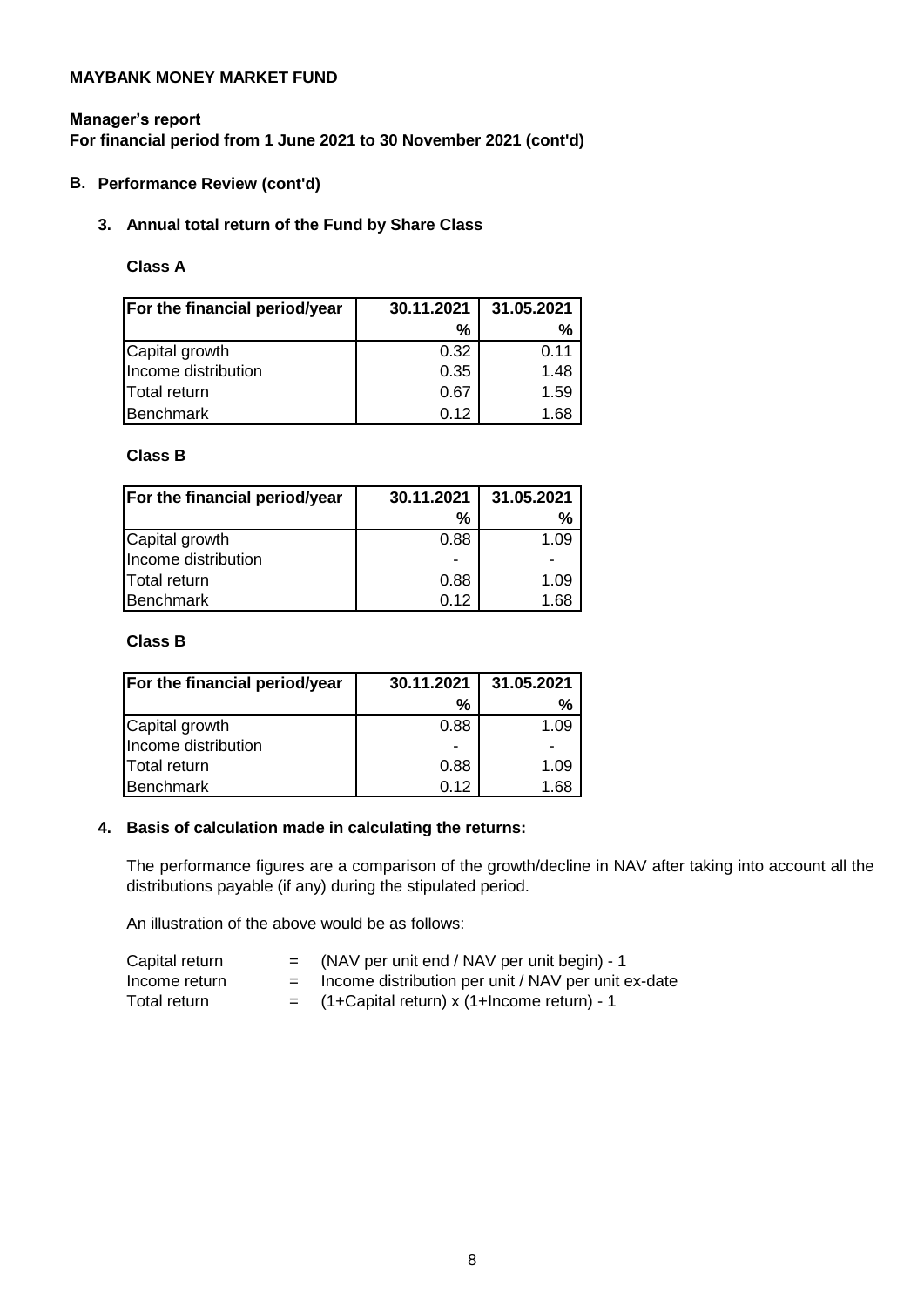**MAYBANK MONEY MARKET FUND**

**Manager's report**
**For financial period from 1 June 2021 to 30 November 2021 (cont'd)**

## B. Performance Review (cont'd)

### 3. Annual total return of the Fund by Share Class

**Class A**

| For the financial period/year | 30.11.2021 | 31.05.2021 |
|---|---|---|
| | % | % |
| Capital growth | 0.32 | 0.11 |
| Income distribution | 0.35 | 1.48 |
| Total return | 0.67 | 1.59 |
| Benchmark | 0.12 | 1.68 |

**Class B**

| For the financial period/year | 30.11.2021 | 31.05.2021 |
|---|---|---|
| | % | % |
| Capital growth | 0.88 | 1.09 |
| Income distribution | - | - |
| Total return | 0.88 | 1.09 |
| Benchmark | 0.12 | 1.68 |

**Class B**

| For the financial period/year | 30.11.2021 | 31.05.2021 |
|---|---|---|
| | % | % |
| Capital growth | 0.88 | 1.09 |
| Income distribution | - | - |
| Total return | 0.88 | 1.09 |
| Benchmark | 0.12 | 1.68 |

### 4. Basis of calculation made in calculating the returns:

The performance figures are a comparison of the growth/decline in NAV after taking into account all the distributions payable (if any) during the stipulated period.

An illustration of the above would be as follows:

| | | |
|---|---|---|
| Capital return | = | (NAV per unit end / NAV per unit begin) - 1 |
| Income return | = | Income distribution per unit / NAV per unit ex-date |
| Total return | = | (1+Capital return) x (1+Income return) - 1 |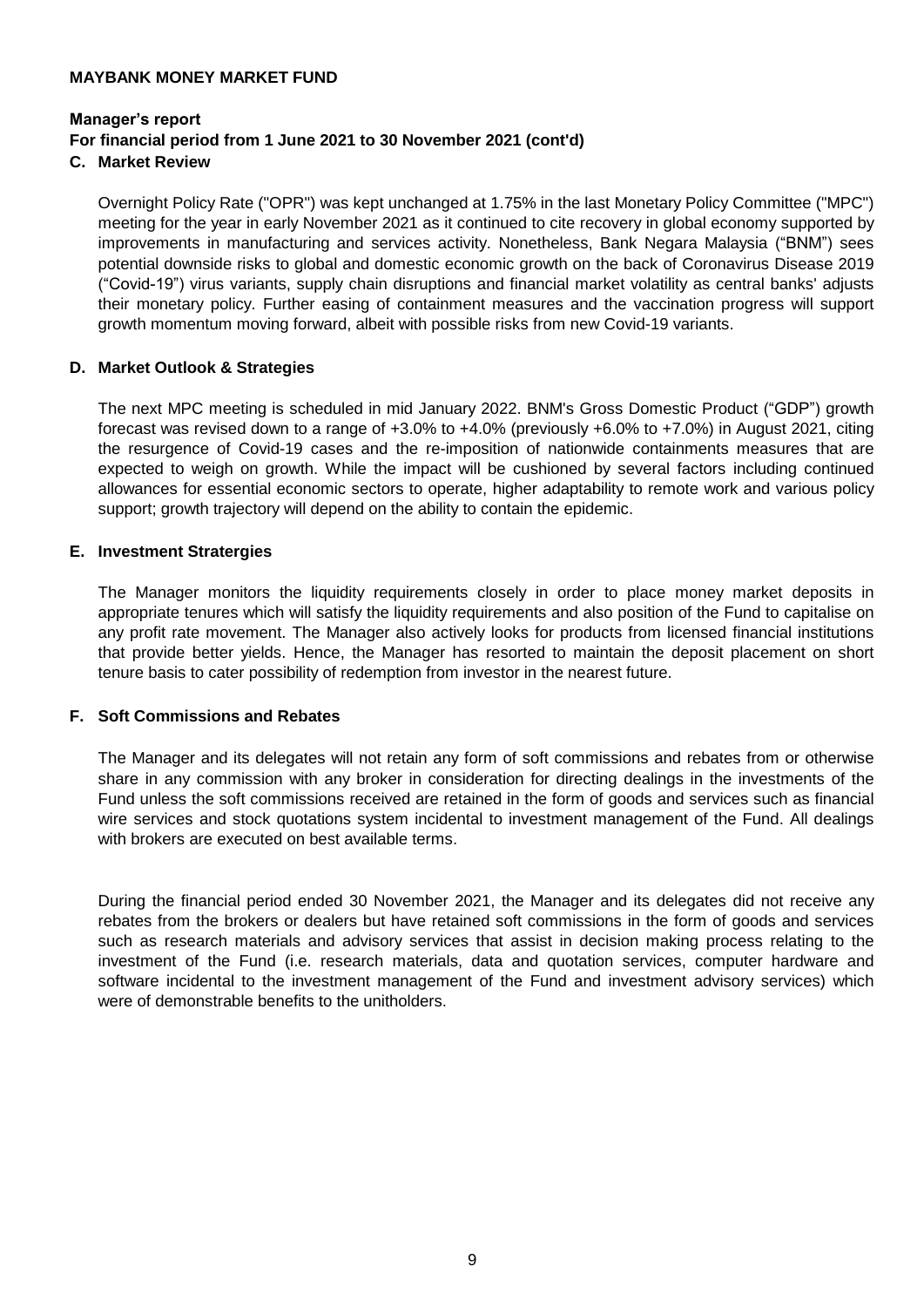**MAYBANK MONEY MARKET FUND**

**Manager's report**

**For financial period from 1 June 2021 to 30 November 2021 (cont'd)**

**C. Market Review**

Overnight Policy Rate ("OPR") was kept unchanged at 1.75% in the last Monetary Policy Committee ("MPC") meeting for the year in early November 2021 as it continued to cite recovery in global economy supported by improvements in manufacturing and services activity. Nonetheless, Bank Negara Malaysia ("BNM") sees potential downside risks to global and domestic economic growth on the back of Coronavirus Disease 2019 ("Covid-19") virus variants, supply chain disruptions and financial market volatility as central banks' adjusts their monetary policy. Further easing of containment measures and the vaccination progress will support growth momentum moving forward, albeit with possible risks from new Covid-19 variants.

**D. Market Outlook & Strategies**

The next MPC meeting is scheduled in mid January 2022. BNM's Gross Domestic Product ("GDP") growth forecast was revised down to a range of +3.0% to +4.0% (previously +6.0% to +7.0%) in August 2021, citing the resurgence of Covid-19 cases and the re-imposition of nationwide containments measures that are expected to weigh on growth. While the impact will be cushioned by several factors including continued allowances for essential economic sectors to operate, higher adaptability to remote work and various policy support; growth trajectory will depend on the ability to contain the epidemic.

**E. Investment Stratergies**

The Manager monitors the liquidity requirements closely in order to place money market deposits in appropriate tenures which will satisfy the liquidity requirements and also position of the Fund to capitalise on any profit rate movement. The Manager also actively looks for products from licensed financial institutions that provide better yields. Hence, the Manager has resorted to maintain the deposit placement on short tenure basis to cater possibility of redemption from investor in the nearest future.

**F. Soft Commissions and Rebates**

The Manager and its delegates will not retain any form of soft commissions and rebates from or otherwise share in any commission with any broker in consideration for directing dealings in the investments of the Fund unless the soft commissions received are retained in the form of goods and services such as financial wire services and stock quotations system incidental to investment management of the Fund. All dealings with brokers are executed on best available terms.

During the financial period ended 30 November 2021, the Manager and its delegates did not receive any rebates from the brokers or dealers but have retained soft commissions in the form of goods and services such as research materials and advisory services that assist in decision making process relating to the investment of the Fund (i.e. research materials, data and quotation services, computer hardware and software incidental to the investment management of the Fund and investment advisory services) which were of demonstrable benefits to the unitholders.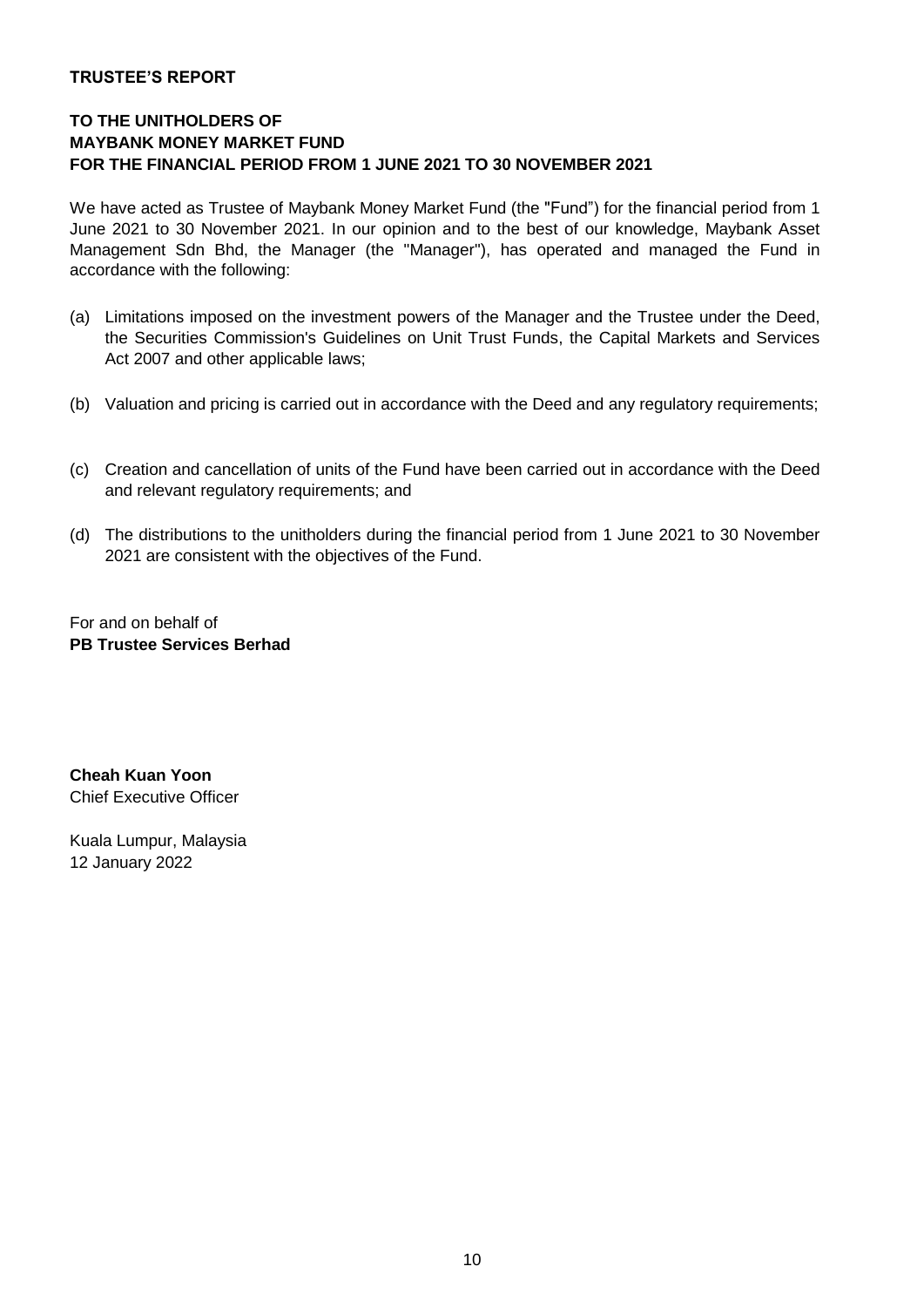# TRUSTEE'S REPORT

## TO THE UNITHOLDERS OF MAYBANK MONEY MARKET FUND FOR THE FINANCIAL PERIOD FROM 1 JUNE 2021 TO 30 NOVEMBER 2021

We have acted as Trustee of Maybank Money Market Fund (the "Fund") for the financial period from 1 June 2021 to 30 November 2021. In our opinion and to the best of our knowledge, Maybank Asset Management Sdn Bhd, the Manager (the "Manager"), has operated and managed the Fund in accordance with the following:

(a) Limitations imposed on the investment powers of the Manager and the Trustee under the Deed, the Securities Commission's Guidelines on Unit Trust Funds, the Capital Markets and Services Act 2007 and other applicable laws;

(b) Valuation and pricing is carried out in accordance with the Deed and any regulatory requirements;

(c) Creation and cancellation of units of the Fund have been carried out in accordance with the Deed and relevant regulatory requirements; and

(d) The distributions to the unitholders during the financial period from 1 June 2021 to 30 November 2021 are consistent with the objectives of the Fund.

For and on behalf of
**PB Trustee Services Berhad**

**Cheah Kuan Yoon**
Chief Executive Officer

Kuala Lumpur, Malaysia
12 January 2022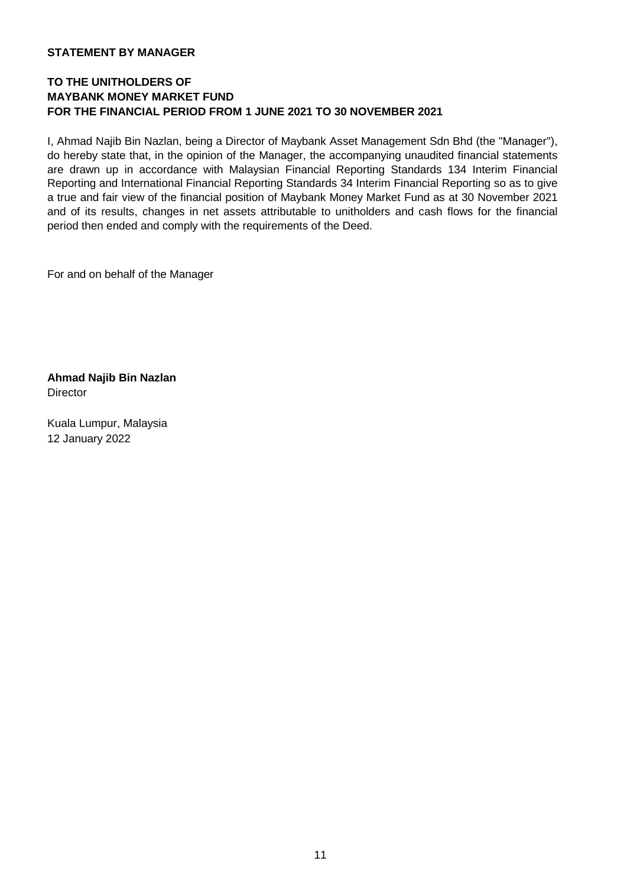## STATEMENT BY MANAGER

### TO THE UNITHOLDERS OF MAYBANK MONEY MARKET FUND FOR THE FINANCIAL PERIOD FROM 1 JUNE 2021 TO 30 NOVEMBER 2021

I, Ahmad Najib Bin Nazlan, being a Director of Maybank Asset Management Sdn Bhd (the "Manager"), do hereby state that, in the opinion of the Manager, the accompanying unaudited financial statements are drawn up in accordance with Malaysian Financial Reporting Standards 134 Interim Financial Reporting and International Financial Reporting Standards 34 Interim Financial Reporting so as to give a true and fair view of the financial position of Maybank Money Market Fund as at 30 November 2021 and of its results, changes in net assets attributable to unitholders and cash flows for the financial period then ended and comply with the requirements of the Deed.

For and on behalf of the Manager

**Ahmad Najib Bin Nazlan**
Director

Kuala Lumpur, Malaysia
12 January 2022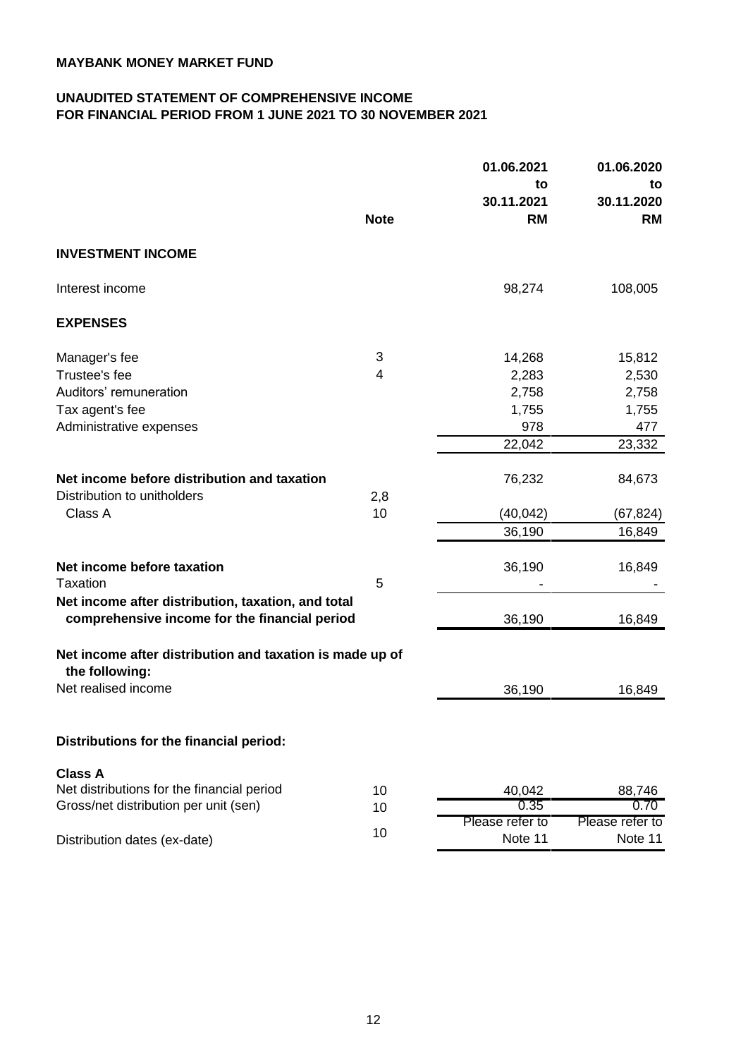**MAYBANK MONEY MARKET FUND**

**UNAUDITED STATEMENT OF COMPREHENSIVE INCOME**
**FOR FINANCIAL PERIOD FROM 1 JUNE 2021 TO 30 NOVEMBER 2021**

| | Note | 01.06.2021 to 30.11.2021 RM | 01.06.2020 to 30.11.2020 RM |
|---|---|---|---|
| **INVESTMENT INCOME** | | | |
| Interest income | | 98,274 | 108,005 |
| **EXPENSES** | | | |
| Manager's fee | 3 | 14,268 | 15,812 |
| Trustee's fee | 4 | 2,283 | 2,530 |
| Auditors' remuneration | | 2,758 | 2,758 |
| Tax agent's fee | | 1,755 | 1,755 |
| Administrative expenses | | 978 | 477 |
| | | 22,042 | 23,332 |
| **Net income before distribution and taxation** | | 76,232 | 84,673 |
| Distribution to unitholders | 2,8 | | |
| Class A | 10 | (40,042) | (67,824) |
| | | 36,190 | 16,849 |
| **Net income before taxation** | | 36,190 | 16,849 |
| Taxation | 5 | - | - |
| **Net income after distribution, taxation, and total comprehensive income for the financial period** | | 36,190 | 16,849 |
| **Net income after distribution and taxation is made up of the following:** | | | |
| Net realised income | | 36,190 | 16,849 |
| **Distributions for the financial period:** | | | |
| **Class A** | | | |
| Net distributions for the financial period | 10 | 40,042 | 88,746 |
| Gross/net distribution per unit (sen) | 10 | 0.35 | 0.70 |
| Distribution dates (ex-date) | 10 | Please refer to Note 11 | Please refer to Note 11 |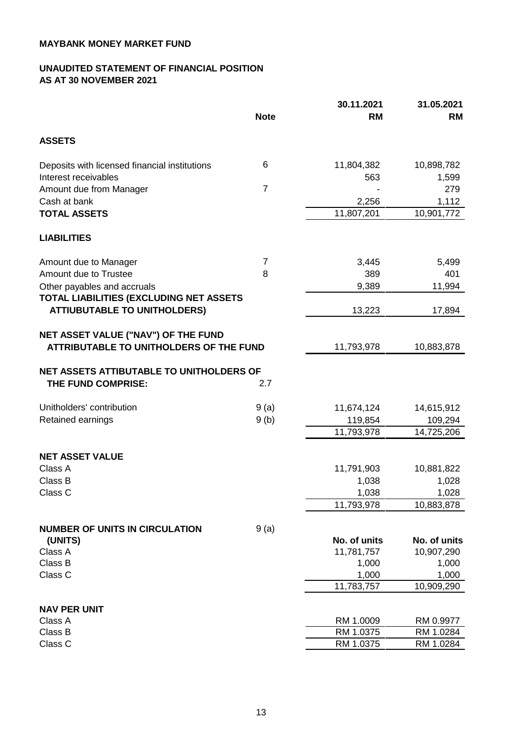**MAYBANK MONEY MARKET FUND**

**UNAUDITED STATEMENT OF FINANCIAL POSITION**
**AS AT 30 NOVEMBER 2021**

| | Note | 30.11.2021 RM | 31.05.2021 RM |
|---|---|---|---|
| **ASSETS** | | | |
| Deposits with licensed financial institutions | 6 | 11,804,382 | 10,898,782 |
| Interest receivables | | 563 | 1,599 |
| Amount due from Manager | 7 | - | 279 |
| Cash at bank | | 2,256 | 1,112 |
| **TOTAL ASSETS** | | 11,807,201 | 10,901,772 |
| **LIABILITIES** | | | |
| Amount due to Manager | 7 | 3,445 | 5,499 |
| Amount due to Trustee | 8 | 389 | 401 |
| Other payables and accruals | | 9,389 | 11,994 |
| **TOTAL LIABILITIES (EXCLUDING NET ASSETS ATTIUBUTABLE TO UNITHOLDERS)** | | 13,223 | 17,894 |
| **NET ASSET VALUE ("NAV") OF THE FUND ATTRIBUTABLE TO UNITHOLDERS OF THE FUND** | | 11,793,978 | 10,883,878 |
| **NET ASSETS ATTIBUTABLE TO UNITHOLDERS OF THE FUND COMPRISE:** | 2.7 | | |
| Unitholders' contribution | 9 (a) | 11,674,124 | 14,615,912 |
| Retained earnings | 9 (b) | 119,854 | 109,294 |
| | | 11,793,978 | 14,725,206 |
| **NET ASSET VALUE** | | | |
| Class A | | 11,791,903 | 10,881,822 |
| Class B | | 1,038 | 1,028 |
| Class C | | 1,038 | 1,028 |
| | | 11,793,978 | 10,883,878 |
| **NUMBER OF UNITS IN CIRCULATION (UNITS)** | 9 (a) | No. of units | No. of units |
| Class A | | 11,781,757 | 10,907,290 |
| Class B | | 1,000 | 1,000 |
| Class C | | 1,000 | 1,000 |
| | | 11,783,757 | 10,909,290 |
| **NAV PER UNIT** | | | |
| Class A | | RM 1.0009 | RM 0.9977 |
| Class B | | RM 1.0375 | RM 1.0284 |
| Class C | | RM 1.0375 | RM 1.0284 |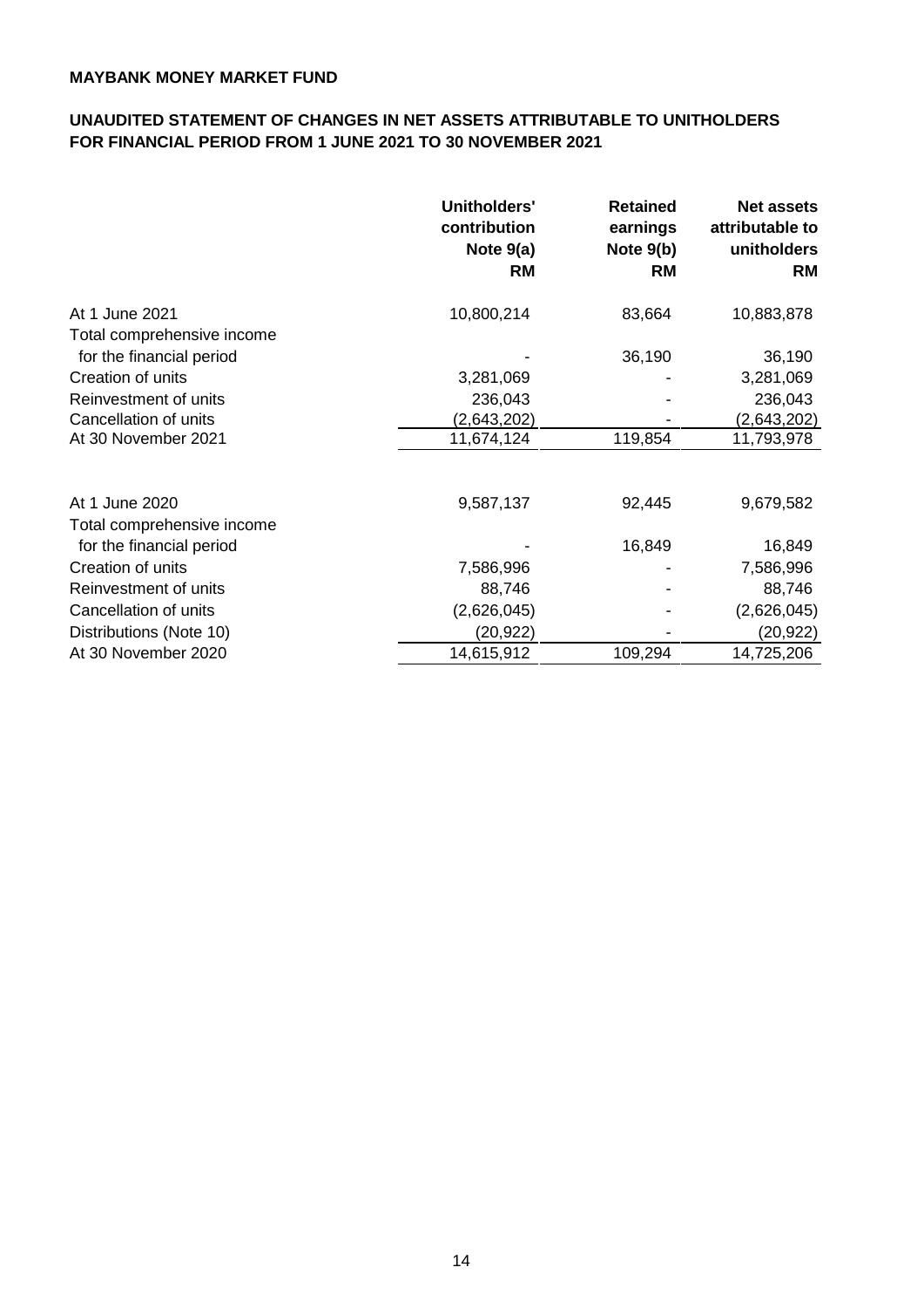**MAYBANK MONEY MARKET FUND**

**UNAUDITED STATEMENT OF CHANGES IN NET ASSETS ATTRIBUTABLE TO UNITHOLDERS FOR FINANCIAL PERIOD FROM 1 JUNE 2021 TO 30 NOVEMBER 2021**

| | Unitholders' contribution Note 9(a) RM | Retained earnings Note 9(b) RM | Net assets attributable to unitholders RM |
|---|---|---|---|
| At 1 June 2021 | 10,800,214 | 83,664 | 10,883,878 |
| Total comprehensive income for the financial period | - | 36,190 | 36,190 |
| Creation of units | 3,281,069 | - | 3,281,069 |
| Reinvestment of units | 236,043 | - | 236,043 |
| Cancellation of units | (2,643,202) | - | (2,643,202) |
| At 30 November 2021 | 11,674,124 | 119,854 | 11,793,978 |
| | | | |
| At 1 June 2020 | 9,587,137 | 92,445 | 9,679,582 |
| Total comprehensive income for the financial period | - | 16,849 | 16,849 |
| Creation of units | 7,586,996 | - | 7,586,996 |
| Reinvestment of units | 88,746 | - | 88,746 |
| Cancellation of units | (2,626,045) | - | (2,626,045) |
| Distributions (Note 10) | (20,922) | - | (20,922) |
| At 30 November 2020 | 14,615,912 | 109,294 | 14,725,206 |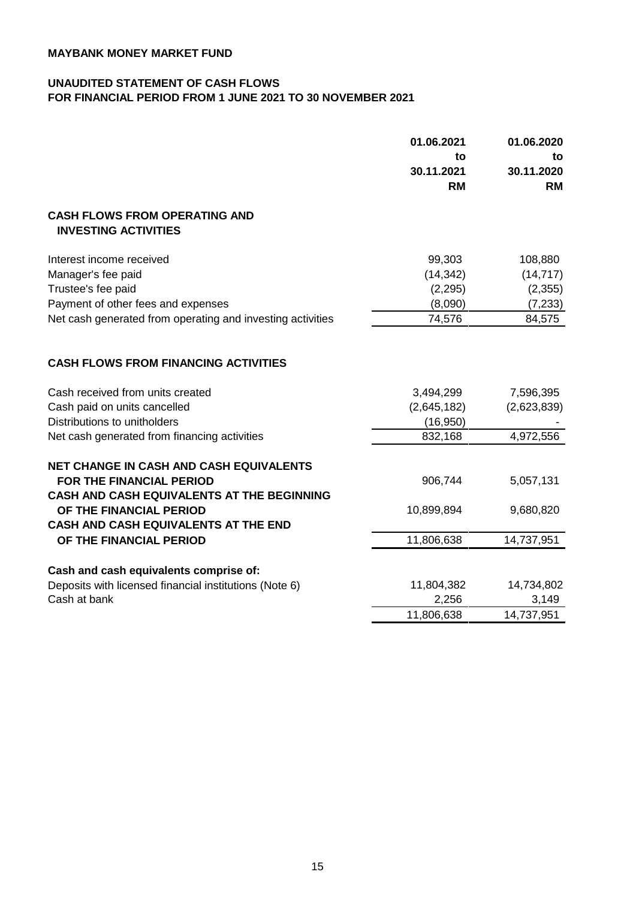**MAYBANK MONEY MARKET FUND**

**UNAUDITED STATEMENT OF CASH FLOWS**
**FOR FINANCIAL PERIOD FROM 1 JUNE 2021 TO 30 NOVEMBER 2021**

| | 01.06.2021 to 30.11.2021 RM | 01.06.2020 to 30.11.2020 RM |
|---|---|---|
| **CASH FLOWS FROM OPERATING AND INVESTING ACTIVITIES** | | |
| Interest income received | 99,303 | 108,880 |
| Manager's fee paid | (14,342) | (14,717) |
| Trustee's fee paid | (2,295) | (2,355) |
| Payment of other fees and expenses | (8,090) | (7,233) |
| Net cash generated from operating and investing activities | 74,576 | 84,575 |
| **CASH FLOWS FROM FINANCING ACTIVITIES** | | |
| Cash received from units created | 3,494,299 | 7,596,395 |
| Cash paid on units cancelled | (2,645,182) | (2,623,839) |
| Distributions to unitholders | (16,950) | - |
| Net cash generated from financing activities | 832,168 | 4,972,556 |
| **NET CHANGE IN CASH AND CASH EQUIVALENTS FOR THE FINANCIAL PERIOD** | 906,744 | 5,057,131 |
| **CASH AND CASH EQUIVALENTS AT THE BEGINNING OF THE FINANCIAL PERIOD** | 10,899,894 | 9,680,820 |
| **CASH AND CASH EQUIVALENTS AT THE END OF THE FINANCIAL PERIOD** | 11,806,638 | 14,737,951 |
| **Cash and cash equivalents comprise of:** | | |
| Deposits with licensed financial institutions (Note 6) | 11,804,382 | 14,734,802 |
| Cash at bank | 2,256 | 3,149 |
| | 11,806,638 | 14,737,951 |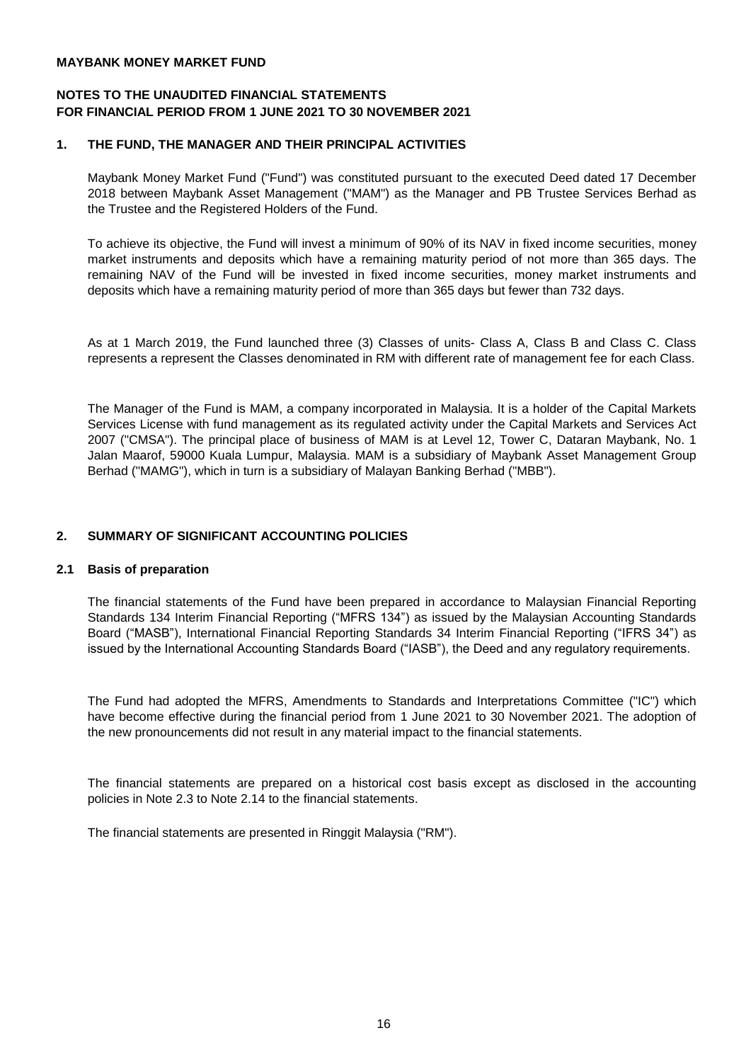**MAYBANK MONEY MARKET FUND**

**NOTES TO THE UNAUDITED FINANCIAL STATEMENTS**
**FOR FINANCIAL PERIOD FROM 1 JUNE 2021 TO 30 NOVEMBER 2021**

## 1. THE FUND, THE MANAGER AND THEIR PRINCIPAL ACTIVITIES

Maybank Money Market Fund ("Fund") was constituted pursuant to the executed Deed dated 17 December 2018 between Maybank Asset Management ("MAM") as the Manager and PB Trustee Services Berhad as the Trustee and the Registered Holders of the Fund.

To achieve its objective, the Fund will invest a minimum of 90% of its NAV in fixed income securities, money market instruments and deposits which have a remaining maturity period of not more than 365 days. The remaining NAV of the Fund will be invested in fixed income securities, money market instruments and deposits which have a remaining maturity period of more than 365 days but fewer than 732 days.

As at 1 March 2019, the Fund launched three (3) Classes of units- Class A, Class B and Class C. Class represents a represent the Classes denominated in RM with different rate of management fee for each Class.

The Manager of the Fund is MAM, a company incorporated in Malaysia. It is a holder of the Capital Markets Services License with fund management as its regulated activity under the Capital Markets and Services Act 2007 ("CMSA"). The principal place of business of MAM is at Level 12, Tower C, Dataran Maybank, No. 1 Jalan Maarof, 59000 Kuala Lumpur, Malaysia. MAM is a subsidiary of Maybank Asset Management Group Berhad ("MAMG"), which in turn is a subsidiary of Malayan Banking Berhad ("MBB").

## 2. SUMMARY OF SIGNIFICANT ACCOUNTING POLICIES

### 2.1 Basis of preparation

The financial statements of the Fund have been prepared in accordance to Malaysian Financial Reporting Standards 134 Interim Financial Reporting ("MFRS 134") as issued by the Malaysian Accounting Standards Board ("MASB"), International Financial Reporting Standards 34 Interim Financial Reporting ("IFRS 34") as issued by the International Accounting Standards Board ("IASB"), the Deed and any regulatory requirements.

The Fund had adopted the MFRS, Amendments to Standards and Interpretations Committee ("IC") which have become effective during the financial period from 1 June 2021 to 30 November 2021. The adoption of the new pronouncements did not result in any material impact to the financial statements.

The financial statements are prepared on a historical cost basis except as disclosed in the accounting policies in Note 2.3 to Note 2.14 to the financial statements.

The financial statements are presented in Ringgit Malaysia ("RM").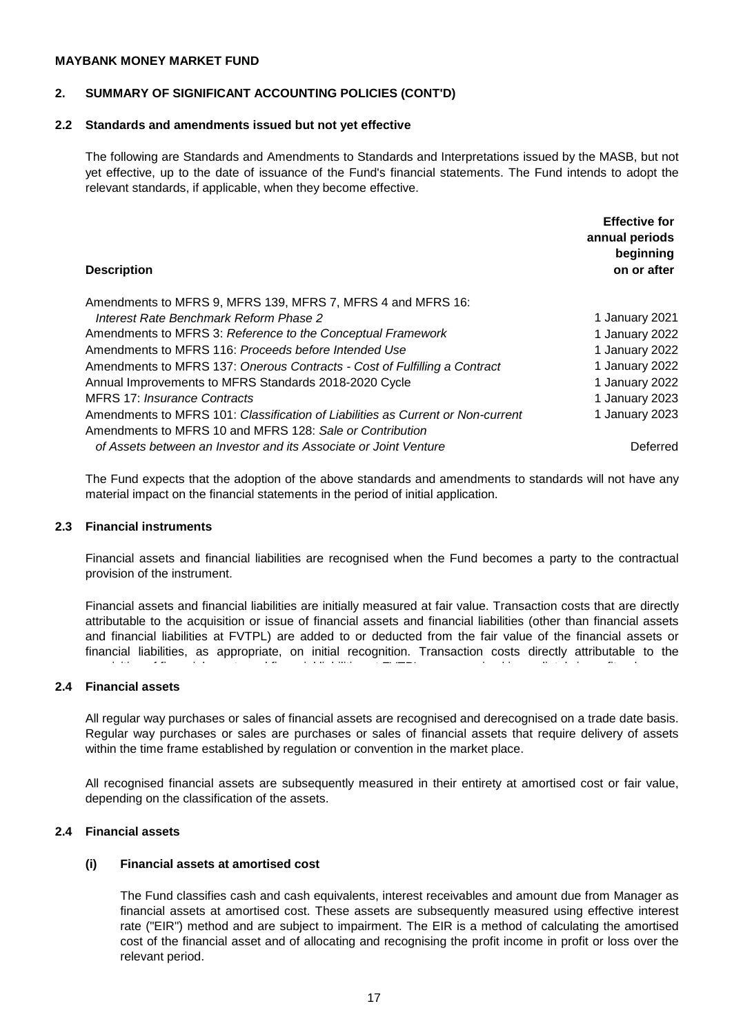**MAYBANK MONEY MARKET FUND**

## 2. SUMMARY OF SIGNIFICANT ACCOUNTING POLICIES (CONT'D)

### 2.2 Standards and amendments issued but not yet effective

The following are Standards and Amendments to Standards and Interpretations issued by the MASB, but not yet effective, up to the date of issuance of the Fund's financial statements. The Fund intends to adopt the relevant standards, if applicable, when they become effective.

| Description | Effective for annual periods beginning on or after |
|---|---|
| Amendments to MFRS 9, MFRS 139, MFRS 7, MFRS 4 and MFRS 16: *Interest Rate Benchmark Reform Phase 2* | 1 January 2021 |
| Amendments to MFRS 3: *Reference to the Conceptual Framework* | 1 January 2022 |
| Amendments to MFRS 116: *Proceeds before Intended Use* | 1 January 2022 |
| Amendments to MFRS 137: *Onerous Contracts - Cost of Fulfilling a Contract* | 1 January 2022 |
| Annual Improvements to MFRS Standards 2018-2020 Cycle | 1 January 2022 |
| MFRS 17: *Insurance Contracts* | 1 January 2023 |
| Amendments to MFRS 101: *Classification of Liabilities as Current or Non-current* | 1 January 2023 |
| Amendments to MFRS 10 and MFRS 128: *Sale or Contribution of Assets between an Investor and its Associate or Joint Venture* | Deferred |

The Fund expects that the adoption of the above standards and amendments to standards will not have any material impact on the financial statements in the period of initial application.

### 2.3 Financial instruments

Financial assets and financial liabilities are recognised when the Fund becomes a party to the contractual provision of the instrument.

Financial assets and financial liabilities are initially measured at fair value. Transaction costs that are directly attributable to the acquisition or issue of financial assets and financial liabilities (other than financial assets and financial liabilities at FVTPL) are added to or deducted from the fair value of the financial assets or financial liabilities, as appropriate, on initial recognition. Transaction costs directly attributable to the

### 2.4 Financial assets

All regular way purchases or sales of financial assets are recognised and derecognised on a trade date basis. Regular way purchases or sales are purchases or sales of financial assets that require delivery of assets within the time frame established by regulation or convention in the market place.

All recognised financial assets are subsequently measured in their entirety at amortised cost or fair value, depending on the classification of the assets.

### 2.4 Financial assets

#### (i) Financial assets at amortised cost

The Fund classifies cash and cash equivalents, interest receivables and amount due from Manager as financial assets at amortised cost. These assets are subsequently measured using effective interest rate ("EIR") method and are subject to impairment. The EIR is a method of calculating the amortised cost of the financial asset and of allocating and recognising the profit income in profit or loss over the relevant period.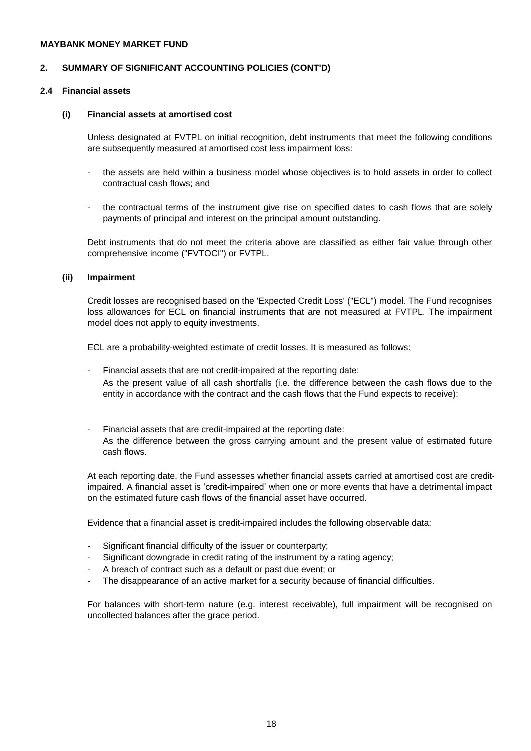**MAYBANK MONEY MARKET FUND**

## 2. SUMMARY OF SIGNIFICANT ACCOUNTING POLICIES (CONT'D)

### 2.4 Financial assets

#### (i) Financial assets at amortised cost

Unless designated at FVTPL on initial recognition, debt instruments that meet the following conditions are subsequently measured at amortised cost less impairment loss:

- the assets are held within a business model whose objectives is to hold assets in order to collect contractual cash flows; and
- the contractual terms of the instrument give rise on specified dates to cash flows that are solely payments of principal and interest on the principal amount outstanding.

Debt instruments that do not meet the criteria above are classified as either fair value through other comprehensive income ("FVTOCI") or FVTPL.

#### (ii) Impairment

Credit losses are recognised based on the 'Expected Credit Loss' ("ECL") model. The Fund recognises loss allowances for ECL on financial instruments that are not measured at FVTPL. The impairment model does not apply to equity investments.

ECL are a probability-weighted estimate of credit losses. It is measured as follows:

- Financial assets that are not credit-impaired at the reporting date:
  As the present value of all cash shortfalls (i.e. the difference between the cash flows due to the entity in accordance with the contract and the cash flows that the Fund expects to receive);

- Financial assets that are credit-impaired at the reporting date:
  As the difference between the gross carrying amount and the present value of estimated future cash flows.

At each reporting date, the Fund assesses whether financial assets carried at amortised cost are credit-impaired. A financial asset is 'credit-impaired' when one or more events that have a detrimental impact on the estimated future cash flows of the financial asset have occurred.

Evidence that a financial asset is credit-impaired includes the following observable data:

- Significant financial difficulty of the issuer or counterparty;
- Significant downgrade in credit rating of the instrument by a rating agency;
- A breach of contract such as a default or past due event; or
- The disappearance of an active market for a security because of financial difficulties.

For balances with short-term nature (e.g. interest receivable), full impairment will be recognised on uncollected balances after the grace period.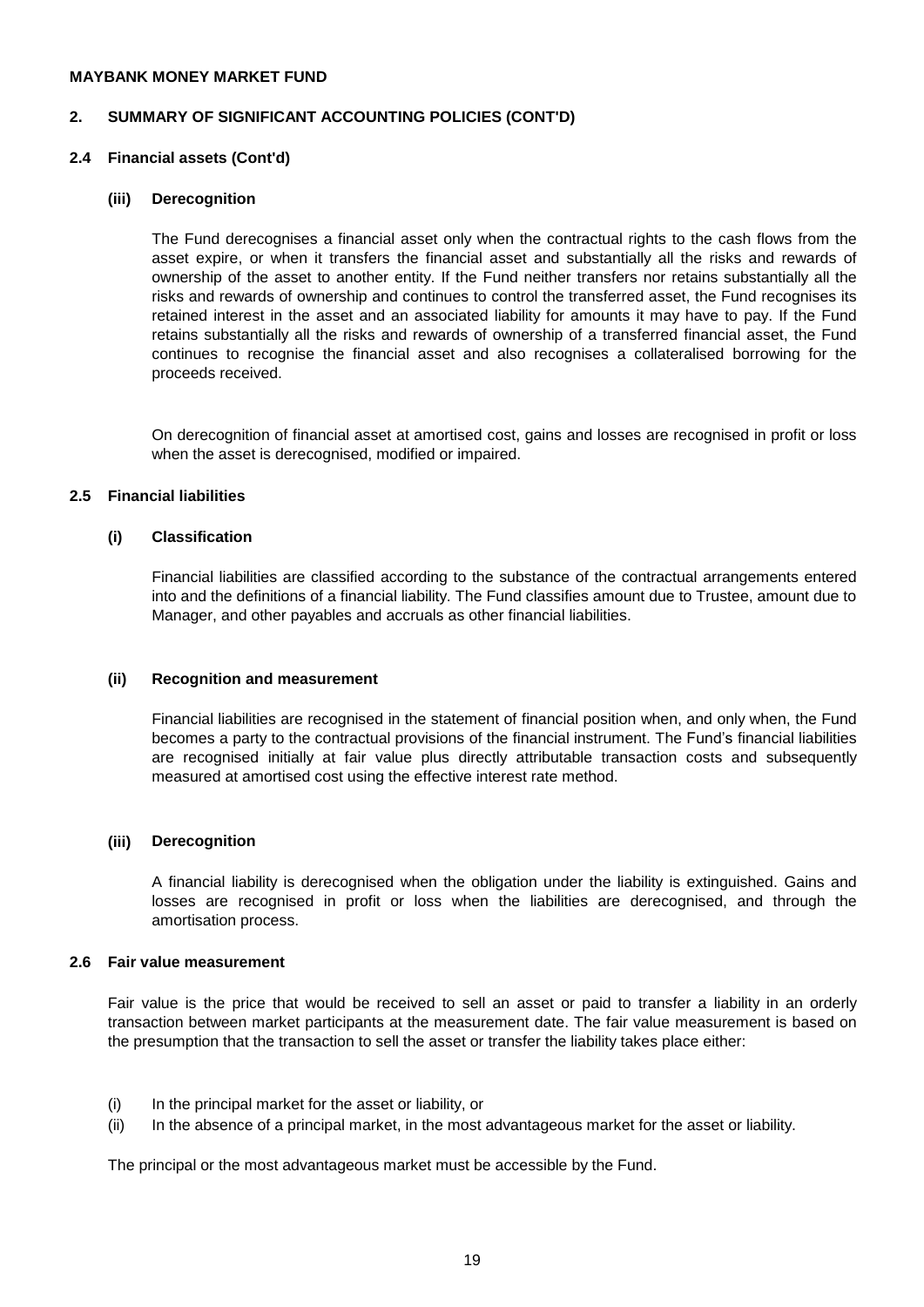**MAYBANK MONEY MARKET FUND**

## 2. SUMMARY OF SIGNIFICANT ACCOUNTING POLICIES (CONT'D)

### 2.4 Financial assets (Cont'd)

#### (iii) Derecognition

The Fund derecognises a financial asset only when the contractual rights to the cash flows from the asset expire, or when it transfers the financial asset and substantially all the risks and rewards of ownership of the asset to another entity. If the Fund neither transfers nor retains substantially all the risks and rewards of ownership and continues to control the transferred asset, the Fund recognises its retained interest in the asset and an associated liability for amounts it may have to pay. If the Fund retains substantially all the risks and rewards of ownership of a transferred financial asset, the Fund continues to recognise the financial asset and also recognises a collateralised borrowing for the proceeds received.

On derecognition of financial asset at amortised cost, gains and losses are recognised in profit or loss when the asset is derecognised, modified or impaired.

### 2.5 Financial liabilities

#### (i) Classification

Financial liabilities are classified according to the substance of the contractual arrangements entered into and the definitions of a financial liability. The Fund classifies amount due to Trustee, amount due to Manager, and other payables and accruals as other financial liabilities.

#### (ii) Recognition and measurement

Financial liabilities are recognised in the statement of financial position when, and only when, the Fund becomes a party to the contractual provisions of the financial instrument. The Fund's financial liabilities are recognised initially at fair value plus directly attributable transaction costs and subsequently measured at amortised cost using the effective interest rate method.

#### (iii) Derecognition

A financial liability is derecognised when the obligation under the liability is extinguished. Gains and losses are recognised in profit or loss when the liabilities are derecognised, and through the amortisation process.

### 2.6 Fair value measurement

Fair value is the price that would be received to sell an asset or paid to transfer a liability in an orderly transaction between market participants at the measurement date. The fair value measurement is based on the presumption that the transaction to sell the asset or transfer the liability takes place either:

(i) In the principal market for the asset or liability, or
(ii) In the absence of a principal market, in the most advantageous market for the asset or liability.

The principal or the most advantageous market must be accessible by the Fund.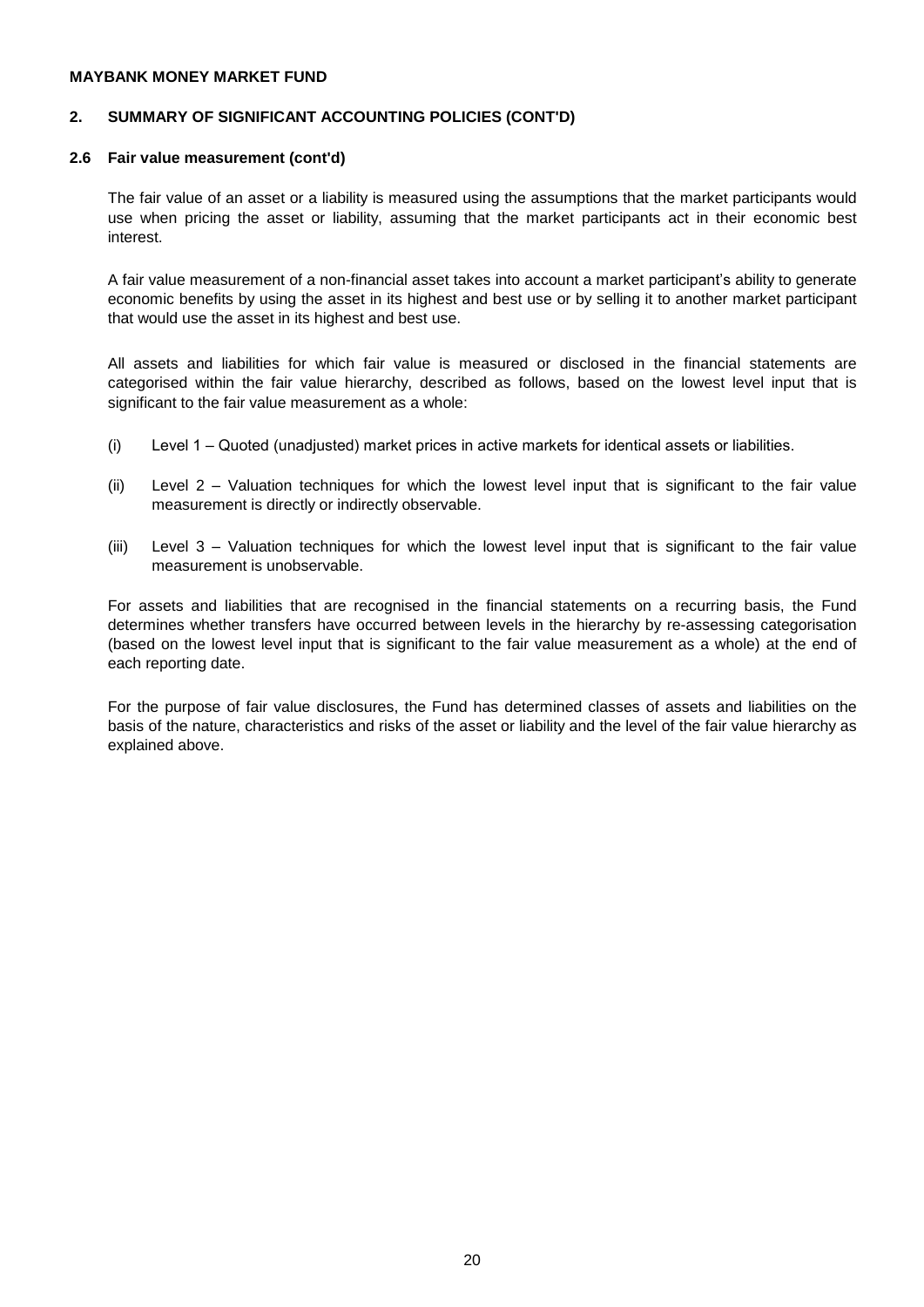**MAYBANK MONEY MARKET FUND**

## 2. SUMMARY OF SIGNIFICANT ACCOUNTING POLICIES (CONT'D)

### 2.6 Fair value measurement (cont'd)

The fair value of an asset or a liability is measured using the assumptions that the market participants would use when pricing the asset or liability, assuming that the market participants act in their economic best interest.

A fair value measurement of a non-financial asset takes into account a market participant's ability to generate economic benefits by using the asset in its highest and best use or by selling it to another market participant that would use the asset in its highest and best use.

All assets and liabilities for which fair value is measured or disclosed in the financial statements are categorised within the fair value hierarchy, described as follows, based on the lowest level input that is significant to the fair value measurement as a whole:

(i) Level 1 – Quoted (unadjusted) market prices in active markets for identical assets or liabilities.

(ii) Level 2 – Valuation techniques for which the lowest level input that is significant to the fair value measurement is directly or indirectly observable.

(iii) Level 3 – Valuation techniques for which the lowest level input that is significant to the fair value measurement is unobservable.

For assets and liabilities that are recognised in the financial statements on a recurring basis, the Fund determines whether transfers have occurred between levels in the hierarchy by re-assessing categorisation (based on the lowest level input that is significant to the fair value measurement as a whole) at the end of each reporting date.

For the purpose of fair value disclosures, the Fund has determined classes of assets and liabilities on the basis of the nature, characteristics and risks of the asset or liability and the level of the fair value hierarchy as explained above.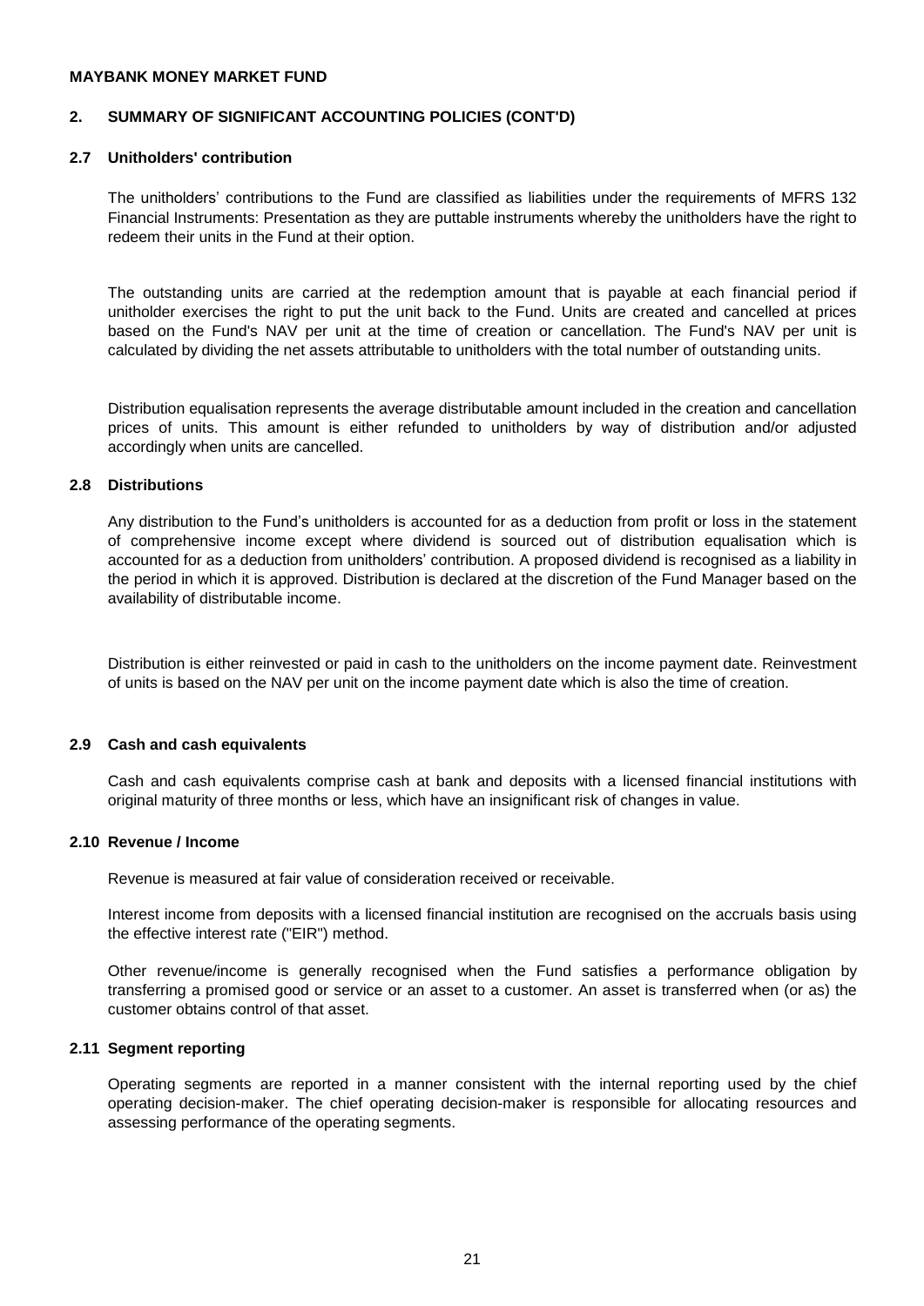**MAYBANK MONEY MARKET FUND**

## 2. SUMMARY OF SIGNIFICANT ACCOUNTING POLICIES (CONT'D)

### 2.7 Unitholders' contribution

The unitholders' contributions to the Fund are classified as liabilities under the requirements of MFRS 132 Financial Instruments: Presentation as they are puttable instruments whereby the unitholders have the right to redeem their units in the Fund at their option.

The outstanding units are carried at the redemption amount that is payable at each financial period if unitholder exercises the right to put the unit back to the Fund. Units are created and cancelled at prices based on the Fund's NAV per unit at the time of creation or cancellation. The Fund's NAV per unit is calculated by dividing the net assets attributable to unitholders with the total number of outstanding units.

Distribution equalisation represents the average distributable amount included in the creation and cancellation prices of units. This amount is either refunded to unitholders by way of distribution and/or adjusted accordingly when units are cancelled.

### 2.8 Distributions

Any distribution to the Fund's unitholders is accounted for as a deduction from profit or loss in the statement of comprehensive income except where dividend is sourced out of distribution equalisation which is accounted for as a deduction from unitholders' contribution. A proposed dividend is recognised as a liability in the period in which it is approved. Distribution is declared at the discretion of the Fund Manager based on the availability of distributable income.

Distribution is either reinvested or paid in cash to the unitholders on the income payment date. Reinvestment of units is based on the NAV per unit on the income payment date which is also the time of creation.

### 2.9 Cash and cash equivalents

Cash and cash equivalents comprise cash at bank and deposits with a licensed financial institutions with original maturity of three months or less, which have an insignificant risk of changes in value.

### 2.10 Revenue / Income

Revenue is measured at fair value of consideration received or receivable.

Interest income from deposits with a licensed financial institution are recognised on the accruals basis using the effective interest rate ("EIR") method.

Other revenue/income is generally recognised when the Fund satisfies a performance obligation by transferring a promised good or service or an asset to a customer. An asset is transferred when (or as) the customer obtains control of that asset.

### 2.11 Segment reporting

Operating segments are reported in a manner consistent with the internal reporting used by the chief operating decision-maker. The chief operating decision-maker is responsible for allocating resources and assessing performance of the operating segments.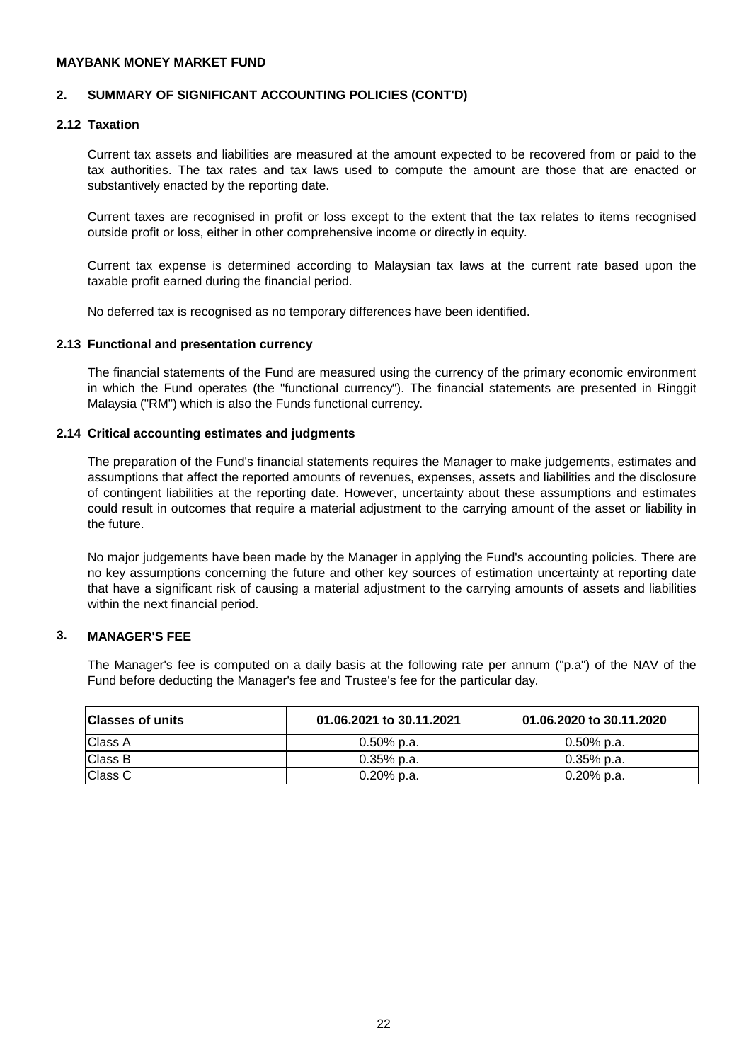**MAYBANK MONEY MARKET FUND**

## 2. SUMMARY OF SIGNIFICANT ACCOUNTING POLICIES (CONT'D)

### 2.12 Taxation

Current tax assets and liabilities are measured at the amount expected to be recovered from or paid to the tax authorities. The tax rates and tax laws used to compute the amount are those that are enacted or substantively enacted by the reporting date.

Current taxes are recognised in profit or loss except to the extent that the tax relates to items recognised outside profit or loss, either in other comprehensive income or directly in equity.

Current tax expense is determined according to Malaysian tax laws at the current rate based upon the taxable profit earned during the financial period.

No deferred tax is recognised as no temporary differences have been identified.

### 2.13 Functional and presentation currency

The financial statements of the Fund are measured using the currency of the primary economic environment in which the Fund operates (the "functional currency"). The financial statements are presented in Ringgit Malaysia ("RM") which is also the Funds functional currency.

### 2.14 Critical accounting estimates and judgments

The preparation of the Fund's financial statements requires the Manager to make judgements, estimates and assumptions that affect the reported amounts of revenues, expenses, assets and liabilities and the disclosure of contingent liabilities at the reporting date. However, uncertainty about these assumptions and estimates could result in outcomes that require a material adjustment to the carrying amount of the asset or liability in the future.

No major judgements have been made by the Manager in applying the Fund's accounting policies. There are no key assumptions concerning the future and other key sources of estimation uncertainty at reporting date that have a significant risk of causing a material adjustment to the carrying amounts of assets and liabilities within the next financial period.

## 3. MANAGER'S FEE

The Manager's fee is computed on a daily basis at the following rate per annum ("p.a") of the NAV of the Fund before deducting the Manager's fee and Trustee's fee for the particular day.

| Classes of units | 01.06.2021 to 30.11.2021 | 01.06.2020 to 30.11.2020 |
|---|---|---|
| Class A | 0.50% p.a. | 0.50% p.a. |
| Class B | 0.35% p.a. | 0.35% p.a. |
| Class C | 0.20% p.a. | 0.20% p.a. |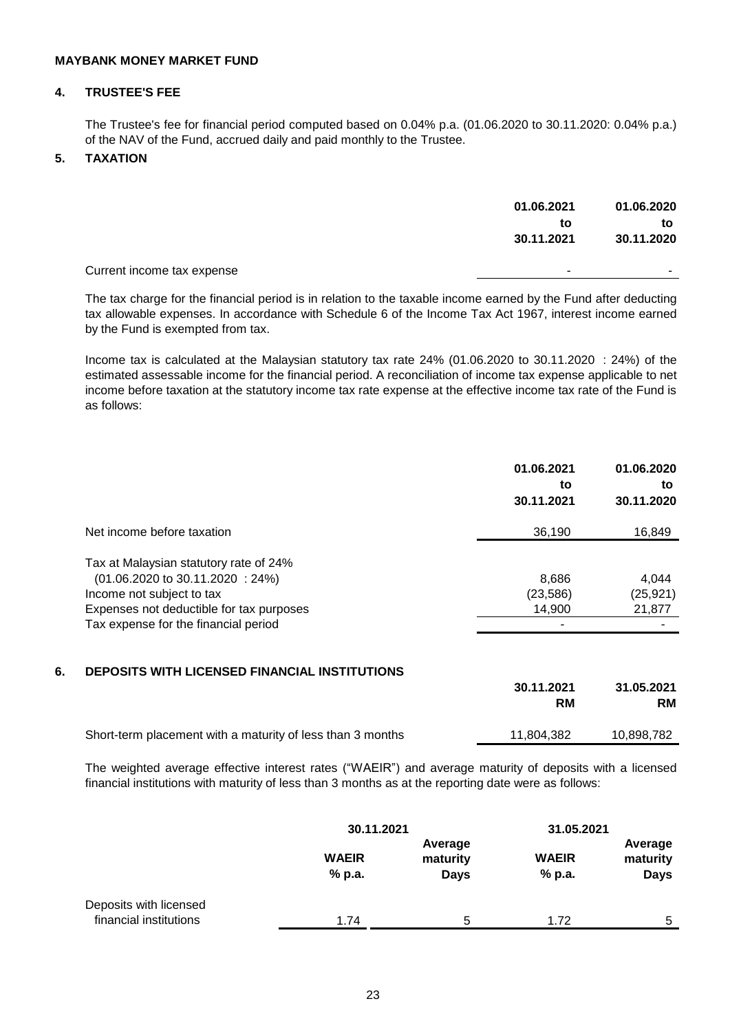**MAYBANK MONEY MARKET FUND**

## 4. TRUSTEE'S FEE

The Trustee's fee for financial period computed based on 0.04% p.a. (01.06.2020 to 30.11.2020: 0.04% p.a.) of the NAV of the Fund, accrued daily and paid monthly to the Trustee.

## 5. TAXATION

| | 01.06.2021 to 30.11.2021 | 01.06.2020 to 30.11.2020 |
|---|---|---|
| Current income tax expense | - | - |

The tax charge for the financial period is in relation to the taxable income earned by the Fund after deducting tax allowable expenses. In accordance with Schedule 6 of the Income Tax Act 1967, interest income earned by the Fund is exempted from tax.

Income tax is calculated at the Malaysian statutory tax rate 24% (01.06.2020 to 30.11.2020 : 24%) of the estimated assessable income for the financial period. A reconciliation of income tax expense applicable to net income before taxation at the statutory income tax rate expense at the effective income tax rate of the Fund is as follows:

| | 01.06.2021 to 30.11.2021 | 01.06.2020 to 30.11.2020 |
|---|---|---|
| Net income before taxation | 36,190 | 16,849 |
| Tax at Malaysian statutory rate of 24% (01.06.2020 to 30.11.2020 : 24%) | 8,686 | 4,044 |
| Income not subject to tax | (23,586) | (25,921) |
| Expenses not deductible for tax purposes | 14,900 | 21,877 |
| Tax expense for the financial period | - | - |

## 6. DEPOSITS WITH LICENSED FINANCIAL INSTITUTIONS

| | 30.11.2021 RM | 31.05.2021 RM |
|---|---|---|
| Short-term placement with a maturity of less than 3 months | 11,804,382 | 10,898,782 |

The weighted average effective interest rates ("WAEIR") and average maturity of deposits with a licensed financial institutions with maturity of less than 3 months as at the reporting date were as follows:

| | 30.11.2021 | | 31.05.2021 | |
|---|---|---|---|---|
| | WAEIR % p.a. | Average maturity Days | WAEIR % p.a. | Average maturity Days |
| Deposits with licensed financial institutions | 1.74 | 5 | 1.72 | 5 |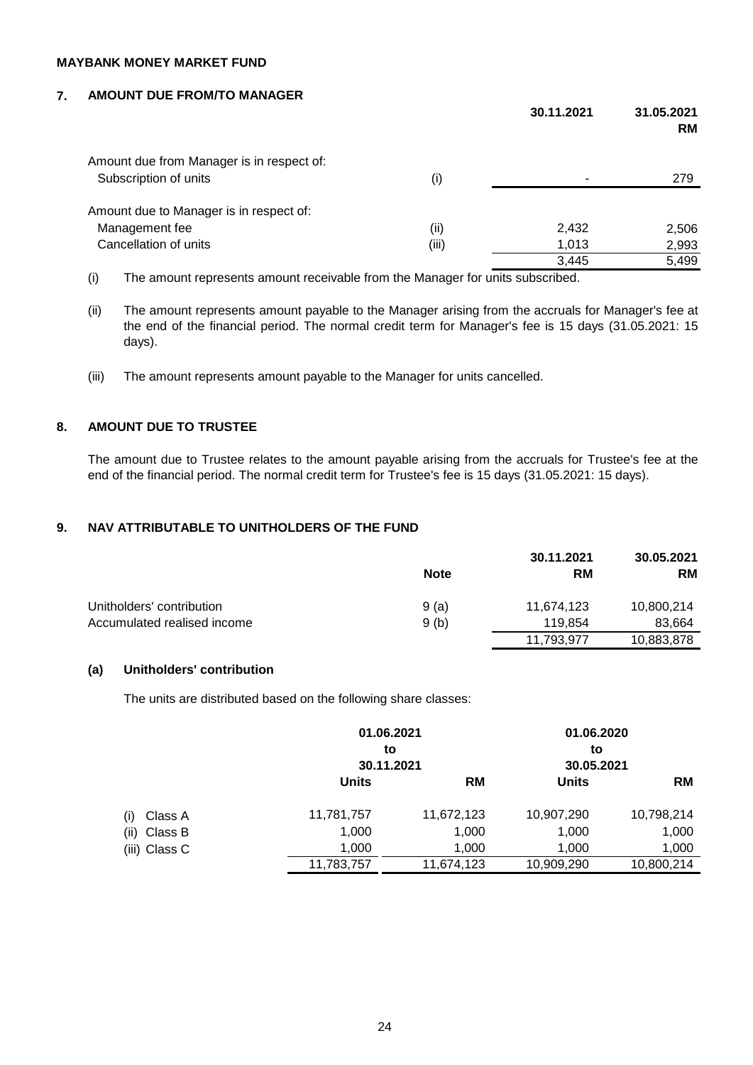MAYBANK MONEY MARKET FUND

## 7. AMOUNT DUE FROM/TO MANAGER

| | | 30.11.2021 | 31.05.2021 RM |
|---|---|---|---|
| Amount due from Manager is in respect of: | | | |
| Subscription of units | (i) | - | 279 |
| Amount due to Manager is in respect of: | | | |
| Management fee | (ii) | 2,432 | 2,506 |
| Cancellation of units | (iii) | 1,013 | 2,993 |
| | | 3,445 | 5,499 |

(i) The amount represents amount receivable from the Manager for units subscribed.

(ii) The amount represents amount payable to the Manager arising from the accruals for Manager's fee at the end of the financial period. The normal credit term for Manager's fee is 15 days (31.05.2021: 15 days).

(iii) The amount represents amount payable to the Manager for units cancelled.

## 8. AMOUNT DUE TO TRUSTEE

The amount due to Trustee relates to the amount payable arising from the accruals for Trustee's fee at the end of the financial period. The normal credit term for Trustee's fee is 15 days (31.05.2021: 15 days).

## 9. NAV ATTRIBUTABLE TO UNITHOLDERS OF THE FUND

| | Note | 30.11.2021 RM | 30.05.2021 RM |
|---|---|---|---|
| Unitholders' contribution | 9 (a) | 11,674,123 | 10,800,214 |
| Accumulated realised income | 9 (b) | 119,854 | 83,664 |
| | | 11,793,977 | 10,883,878 |

### (a) Unitholders' contribution

The units are distributed based on the following share classes:

| | 01.06.2021 to 30.11.2021 | | 01.06.2020 to 30.05.2021 | |
|---|---|---|---|---|
| | Units | RM | Units | RM |
| (i) Class A | 11,781,757 | 11,672,123 | 10,907,290 | 10,798,214 |
| (ii) Class B | 1,000 | 1,000 | 1,000 | 1,000 |
| (iii) Class C | 1,000 | 1,000 | 1,000 | 1,000 |
| | 11,783,757 | 11,674,123 | 10,909,290 | 10,800,214 |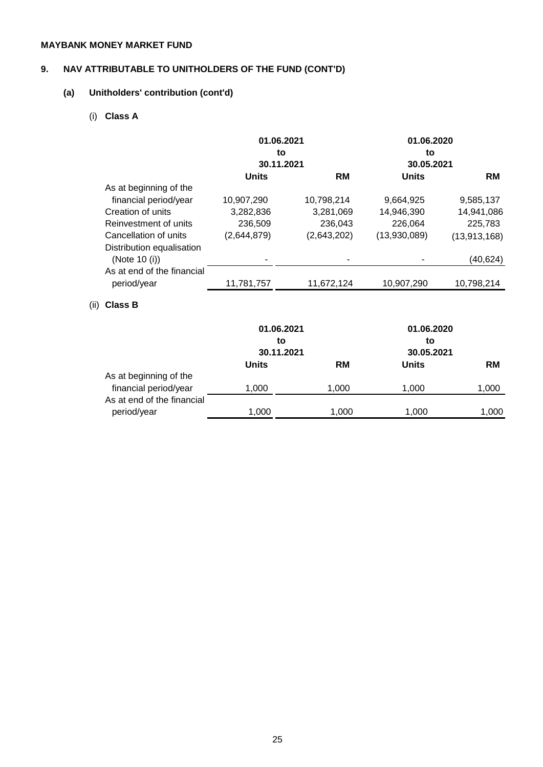**MAYBANK MONEY MARKET FUND**

## 9. NAV ATTRIBUTABLE TO UNITHOLDERS OF THE FUND (CONT'D)

### (a) Unitholders' contribution (cont'd)

#### (i) Class A

| | 01.06.2021 to 30.11.2021 | | 01.06.2020 to 30.05.2021 | |
|---|---|---|---|---|
| | **Units** | **RM** | **Units** | **RM** |
| As at beginning of the financial period/year | 10,907,290 | 10,798,214 | 9,664,925 | 9,585,137 |
| Creation of units | 3,282,836 | 3,281,069 | 14,946,390 | 14,941,086 |
| Reinvestment of units | 236,509 | 236,043 | 226,064 | 225,783 |
| Cancellation of units | (2,644,879) | (2,643,202) | (13,930,089) | (13,913,168) |
| Distribution equalisation (Note 10 (i)) | - | - | - | (40,624) |
| As at end of the financial period/year | 11,781,757 | 11,672,124 | 10,907,290 | 10,798,214 |

#### (ii) Class B

| | 01.06.2021 to 30.11.2021 | | 01.06.2020 to 30.05.2021 | |
|---|---|---|---|---|
| | **Units** | **RM** | **Units** | **RM** |
| As at beginning of the financial period/year | 1,000 | 1,000 | 1,000 | 1,000 |
| As at end of the financial period/year | 1,000 | 1,000 | 1,000 | 1,000 |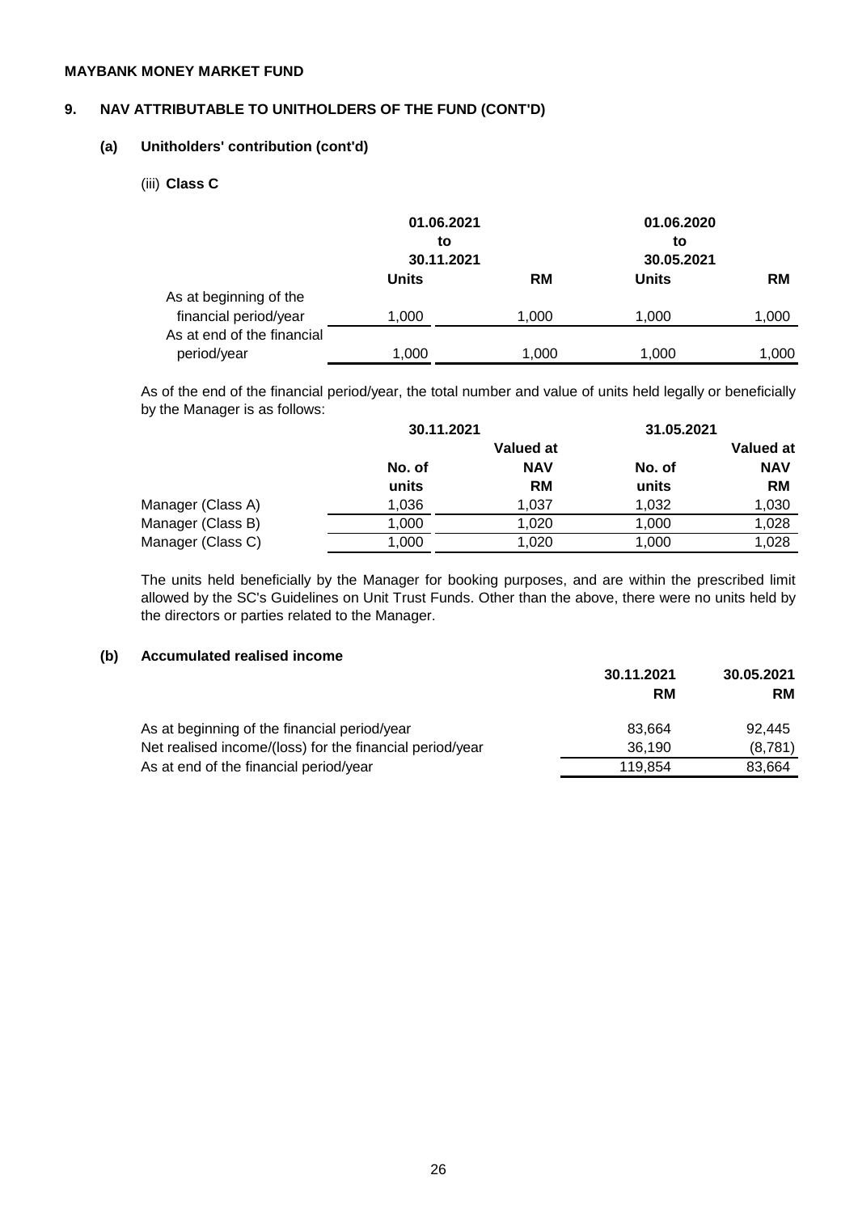**MAYBANK MONEY MARKET FUND**

## 9. NAV ATTRIBUTABLE TO UNITHOLDERS OF THE FUND (CONT'D)

### (a) Unitholders' contribution (cont'd)

(iii) **Class C**

| | 01.06.2021 to 30.11.2021 | | 01.06.2020 to 30.05.2021 | |
|---|---|---|---|---|
| | **Units** | **RM** | **Units** | **RM** |
| As at beginning of the financial period/year | 1,000 | 1,000 | 1,000 | 1,000 |
| As at end of the financial period/year | 1,000 | 1,000 | 1,000 | 1,000 |

As of the end of the financial period/year, the total number and value of units held legally or beneficially by the Manager is as follows:

| | 30.11.2021 | | 31.05.2021 | |
|---|---|---|---|---|
| | **No. of units** | **Valued at NAV RM** | **No. of units** | **Valued at NAV RM** |
| Manager (Class A) | 1,036 | 1,037 | 1,032 | 1,030 |
| Manager (Class B) | 1,000 | 1,020 | 1,000 | 1,028 |
| Manager (Class C) | 1,000 | 1,020 | 1,000 | 1,028 |

The units held beneficially by the Manager for booking purposes, and are within the prescribed limit allowed by the SC's Guidelines on Unit Trust Funds. Other than the above, there were no units held by the directors or parties related to the Manager.

### (b) Accumulated realised income

| | 30.11.2021 RM | 30.05.2021 RM |
|---|---|---|
| As at beginning of the financial period/year | 83,664 | 92,445 |
| Net realised income/(loss) for the financial period/year | 36,190 | (8,781) |
| As at end of the financial period/year | 119,854 | 83,664 |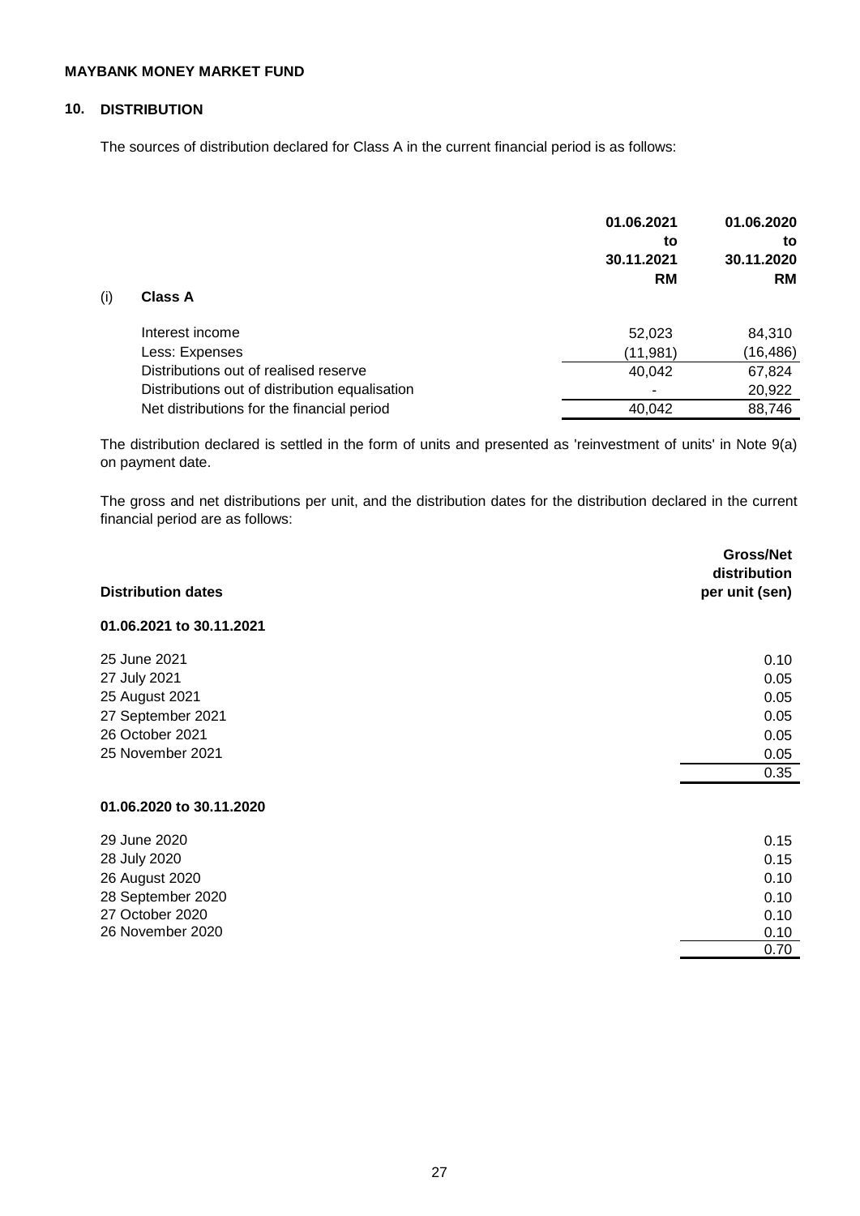**MAYBANK MONEY MARKET FUND**

## 10. DISTRIBUTION

The sources of distribution declared for Class A in the current financial period is as follows:

| (i) Class A | 01.06.2021 to 30.11.2021 RM | 01.06.2020 to 30.11.2020 RM |
|---|---|---|
| Interest income | 52,023 | 84,310 |
| Less: Expenses | (11,981) | (16,486) |
| Distributions out of realised reserve | 40,042 | 67,824 |
| Distributions out of distribution equalisation | - | 20,922 |
| Net distributions for the financial period | 40,042 | 88,746 |

The distribution declared is settled in the form of units and presented as 'reinvestment of units' in Note 9(a) on payment date.

The gross and net distributions per unit, and the distribution dates for the distribution declared in the current financial period are as follows:

| Distribution dates | Gross/Net distribution per unit (sen) |
|---|---|
| **01.06.2021 to 30.11.2021** | |
| 25 June 2021 | 0.10 |
| 27 July 2021 | 0.05 |
| 25 August 2021 | 0.05 |
| 27 September 2021 | 0.05 |
| 26 October 2021 | 0.05 |
| 25 November 2021 | 0.05 |
| | 0.35 |
| **01.06.2020 to 30.11.2020** | |
| 29 June 2020 | 0.15 |
| 28 July 2020 | 0.15 |
| 26 August 2020 | 0.10 |
| 28 September 2020 | 0.10 |
| 27 October 2020 | 0.10 |
| 26 November 2020 | 0.10 |
| | 0.70 |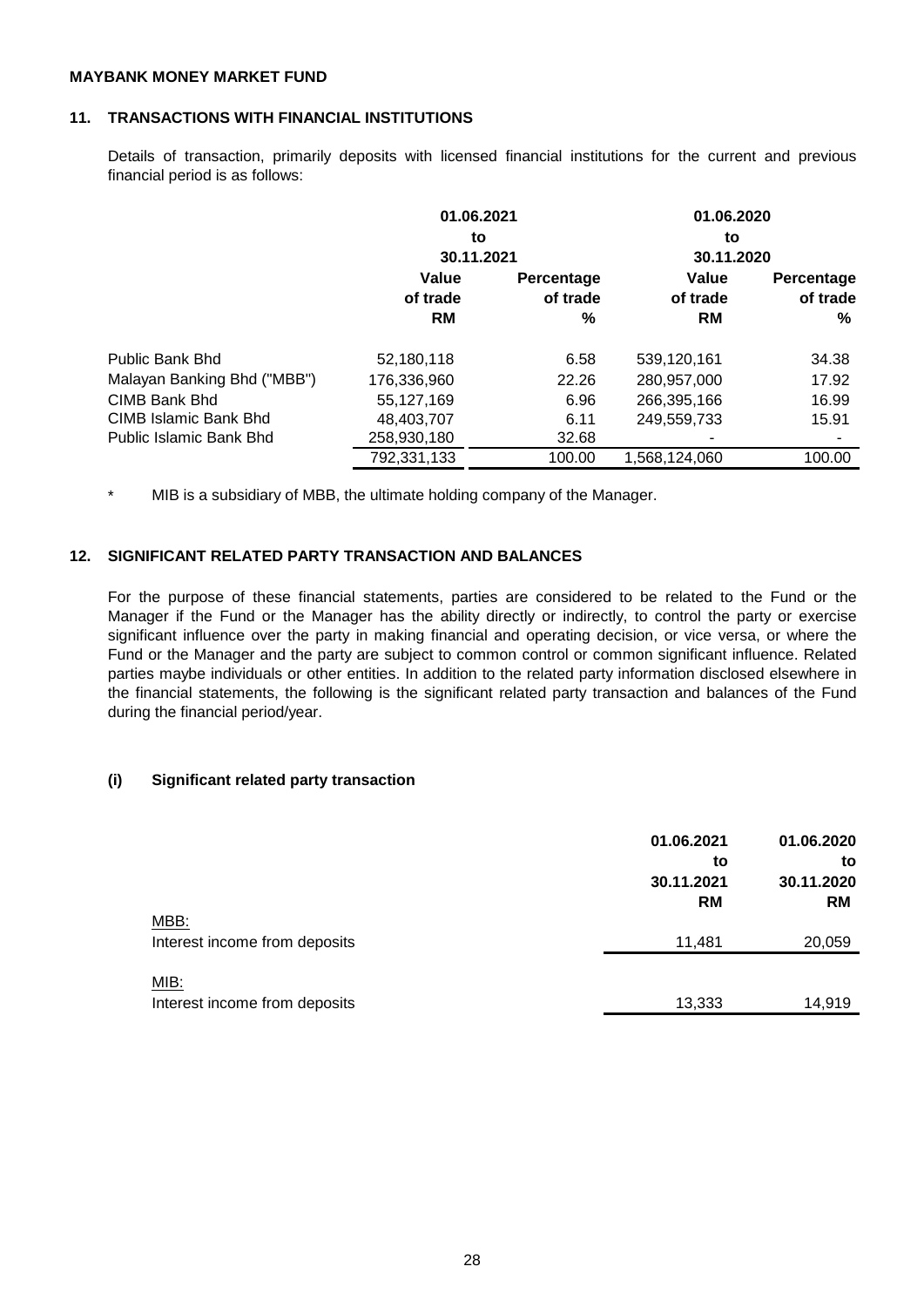**MAYBANK MONEY MARKET FUND**

## 11. TRANSACTIONS WITH FINANCIAL INSTITUTIONS

Details of transaction, primarily deposits with licensed financial institutions for the current and previous financial period is as follows:

| | 01.06.2021 to 30.11.2021 | | 01.06.2020 to 30.11.2020 | |
|---|---|---|---|---|
| | Value of trade RM | Percentage of trade % | Value of trade RM | Percentage of trade % |
| Public Bank Bhd | 52,180,118 | 6.58 | 539,120,161 | 34.38 |
| Malayan Banking Bhd ("MBB") | 176,336,960 | 22.26 | 280,957,000 | 17.92 |
| CIMB Bank Bhd | 55,127,169 | 6.96 | 266,395,166 | 16.99 |
| CIMB Islamic Bank Bhd | 48,403,707 | 6.11 | 249,559,733 | 15.91 |
| Public Islamic Bank Bhd | 258,930,180 | 32.68 | - | - |
| | 792,331,133 | 100.00 | 1,568,124,060 | 100.00 |

\* MIB is a subsidiary of MBB, the ultimate holding company of the Manager.

## 12. SIGNIFICANT RELATED PARTY TRANSACTION AND BALANCES

For the purpose of these financial statements, parties are considered to be related to the Fund or the Manager if the Fund or the Manager has the ability directly or indirectly, to control the party or exercise significant influence over the party in making financial and operating decision, or vice versa, or where the Fund or the Manager and the party are subject to common control or common significant influence. Related parties maybe individuals or other entities. In addition to the related party information disclosed elsewhere in the financial statements, the following is the significant related party transaction and balances of the Fund during the financial period/year.

### (i) Significant related party transaction

| | 01.06.2021 to 30.11.2021 RM | 01.06.2020 to 30.11.2020 RM |
|---|---|---|
| MBB: | | |
| Interest income from deposits | 11,481 | 20,059 |
| MIB: | | |
| Interest income from deposits | 13,333 | 14,919 |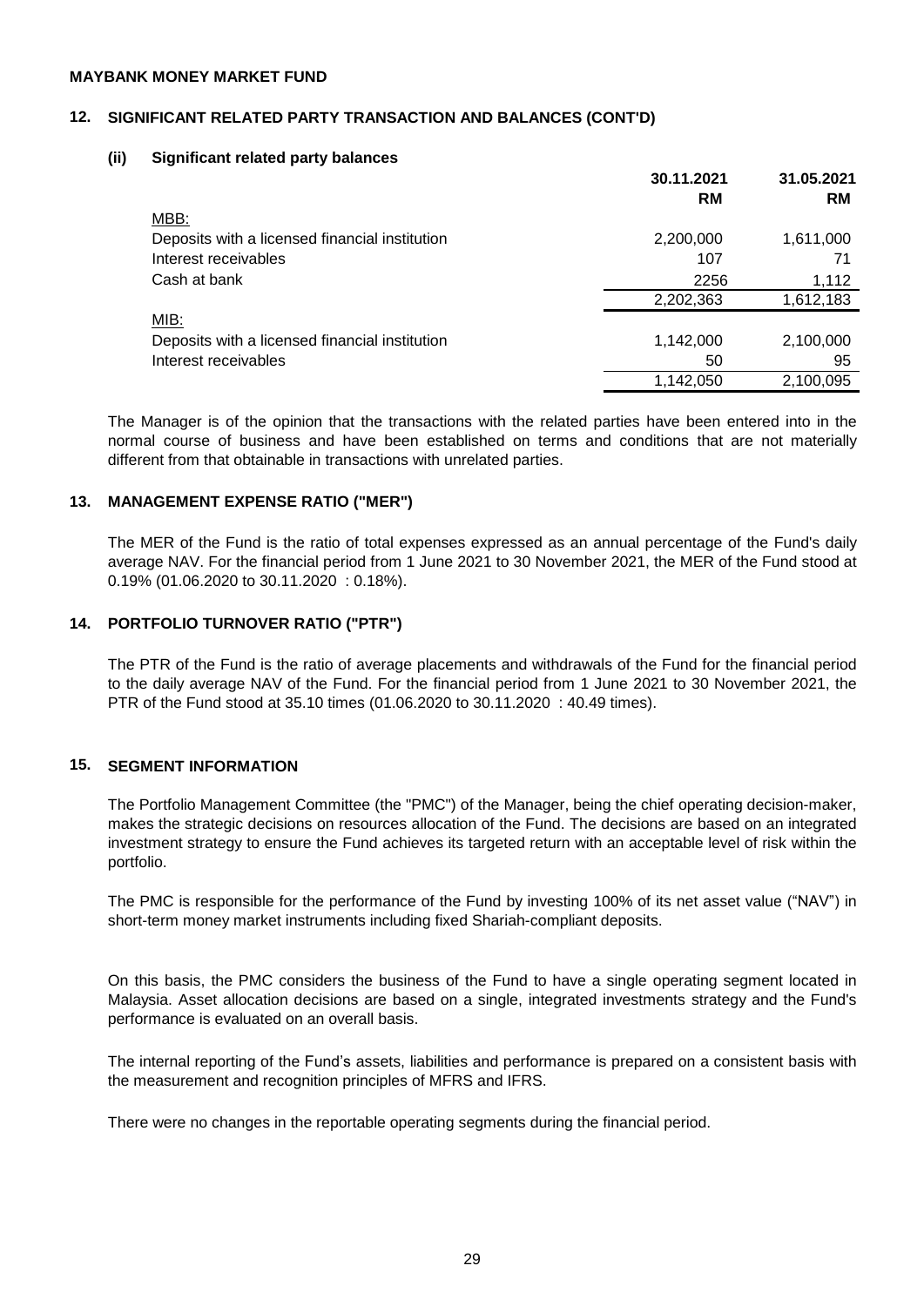**MAYBANK MONEY MARKET FUND**

## 12. SIGNIFICANT RELATED PARTY TRANSACTION AND BALANCES (CONT'D)

### (ii) Significant related party balances

| | 30.11.2021 RM | 31.05.2021 RM |
|---|---|---|
| MBB: | | |
| Deposits with a licensed financial institution | 2,200,000 | 1,611,000 |
| Interest receivables | 107 | 71 |
| Cash at bank | 2256 | 1,112 |
| | 2,202,363 | 1,612,183 |
| MIB: | | |
| Deposits with a licensed financial institution | 1,142,000 | 2,100,000 |
| Interest receivables | 50 | 95 |
| | 1,142,050 | 2,100,095 |

The Manager is of the opinion that the transactions with the related parties have been entered into in the normal course of business and have been established on terms and conditions that are not materially different from that obtainable in transactions with unrelated parties.

## 13. MANAGEMENT EXPENSE RATIO ("MER")

The MER of the Fund is the ratio of total expenses expressed as an annual percentage of the Fund's daily average NAV. For the financial period from 1 June 2021 to 30 November 2021, the MER of the Fund stood at 0.19% (01.06.2020 to 30.11.2020 : 0.18%).

## 14. PORTFOLIO TURNOVER RATIO ("PTR")

The PTR of the Fund is the ratio of average placements and withdrawals of the Fund for the financial period to the daily average NAV of the Fund. For the financial period from 1 June 2021 to 30 November 2021, the PTR of the Fund stood at 35.10 times (01.06.2020 to 30.11.2020 : 40.49 times).

## 15. SEGMENT INFORMATION

The Portfolio Management Committee (the "PMC") of the Manager, being the chief operating decision-maker, makes the strategic decisions on resources allocation of the Fund. The decisions are based on an integrated investment strategy to ensure the Fund achieves its targeted return with an acceptable level of risk within the portfolio.

The PMC is responsible for the performance of the Fund by investing 100% of its net asset value ("NAV") in short-term money market instruments including fixed Shariah-compliant deposits.

On this basis, the PMC considers the business of the Fund to have a single operating segment located in Malaysia. Asset allocation decisions are based on a single, integrated investments strategy and the Fund's performance is evaluated on an overall basis.

The internal reporting of the Fund's assets, liabilities and performance is prepared on a consistent basis with the measurement and recognition principles of MFRS and IFRS.

There were no changes in the reportable operating segments during the financial period.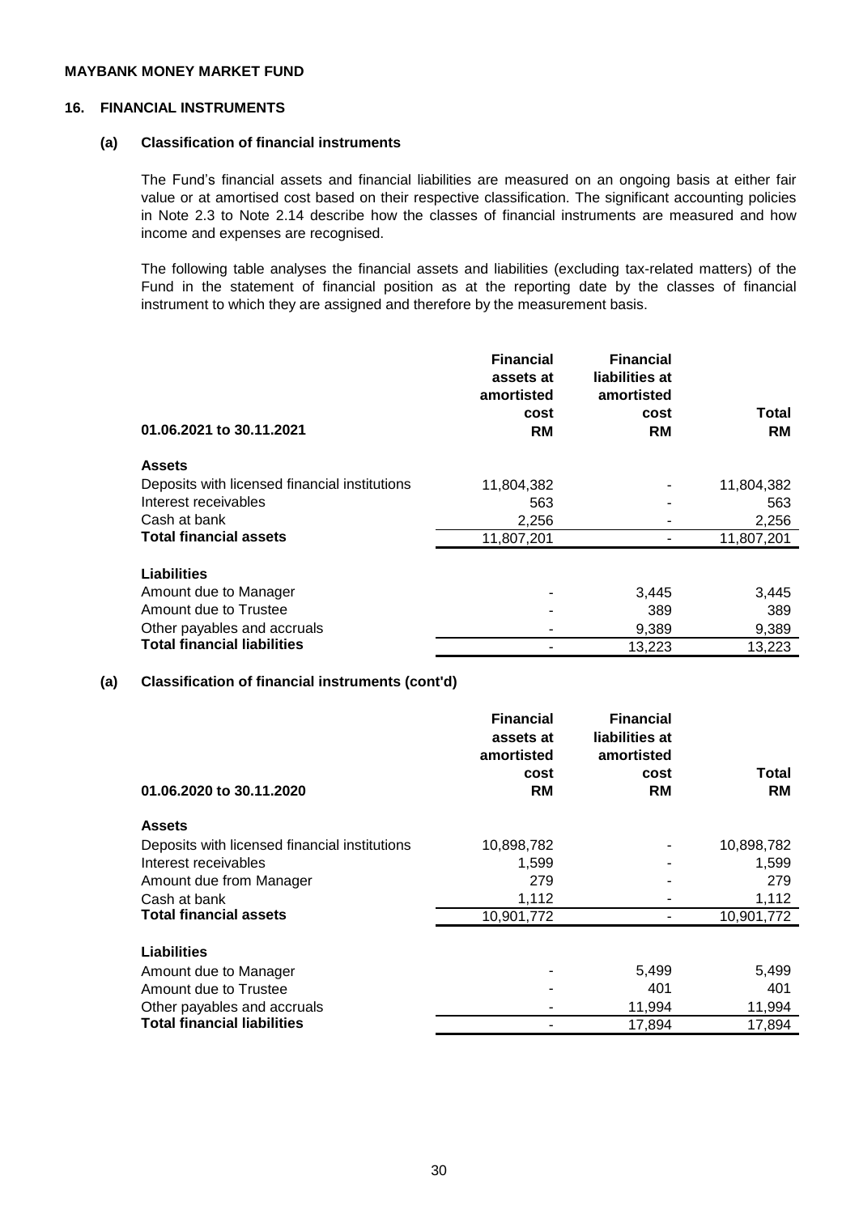**MAYBANK MONEY MARKET FUND**

## 16. FINANCIAL INSTRUMENTS

### (a) Classification of financial instruments

The Fund's financial assets and financial liabilities are measured on an ongoing basis at either fair value or at amortised cost based on their respective classification. The significant accounting policies in Note 2.3 to Note 2.14 describe how the classes of financial instruments are measured and how income and expenses are recognised.

The following table analyses the financial assets and liabilities (excluding tax-related matters) of the Fund in the statement of financial position as at the reporting date by the classes of financial instrument to which they are assigned and therefore by the measurement basis.

| 01.06.2021 to 30.11.2021 | Financial assets at amortised cost RM | Financial liabilities at amortised cost RM | Total RM |
|---|---|---|---|
| **Assets** | | | |
| Deposits with licensed financial institutions | 11,804,382 | - | 11,804,382 |
| Interest receivables | 563 | - | 563 |
| Cash at bank | 2,256 | - | 2,256 |
| **Total financial assets** | 11,807,201 | - | 11,807,201 |
| **Liabilities** | | | |
| Amount due to Manager | - | 3,445 | 3,445 |
| Amount due to Trustee | - | 389 | 389 |
| Other payables and accruals | - | 9,389 | 9,389 |
| **Total financial liabilities** | - | 13,223 | 13,223 |

### (a) Classification of financial instruments (cont'd)

| 01.06.2020 to 30.11.2020 | Financial assets at amortised cost RM | Financial liabilities at amortised cost RM | Total RM |
|---|---|---|---|
| **Assets** | | | |
| Deposits with licensed financial institutions | 10,898,782 | - | 10,898,782 |
| Interest receivables | 1,599 | - | 1,599 |
| Amount due from Manager | 279 | - | 279 |
| Cash at bank | 1,112 | - | 1,112 |
| **Total financial assets** | 10,901,772 | - | 10,901,772 |
| **Liabilities** | | | |
| Amount due to Manager | - | 5,499 | 5,499 |
| Amount due to Trustee | - | 401 | 401 |
| Other payables and accruals | - | 11,994 | 11,994 |
| **Total financial liabilities** | - | 17,894 | 17,894 |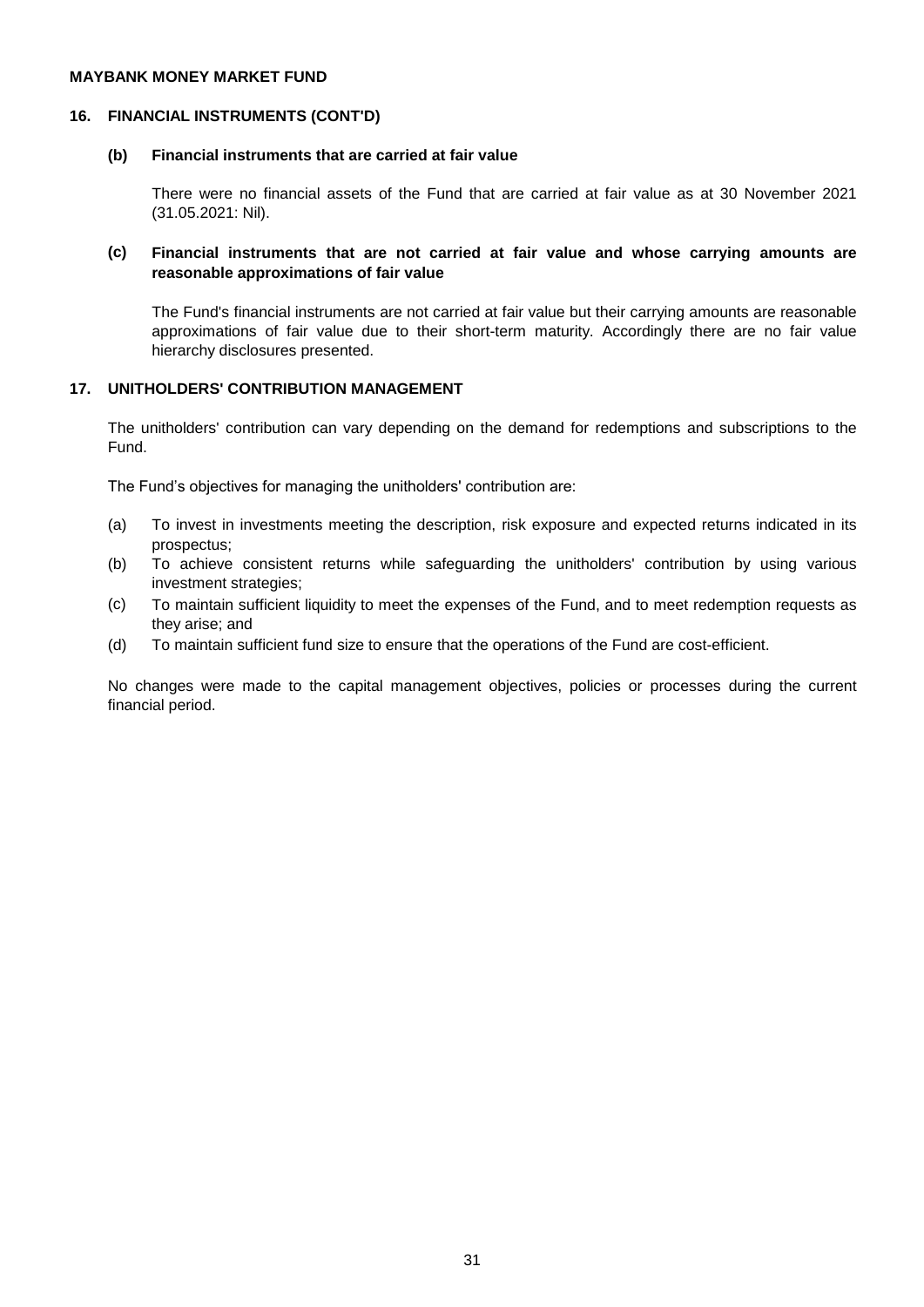## MAYBANK MONEY MARKET FUND

### 16. FINANCIAL INSTRUMENTS (CONT'D)

#### (b) Financial instruments that are carried at fair value

There were no financial assets of the Fund that are carried at fair value as at 30 November 2021 (31.05.2021: Nil).

#### (c) Financial instruments that are not carried at fair value and whose carrying amounts are reasonable approximations of fair value

The Fund's financial instruments are not carried at fair value but their carrying amounts are reasonable approximations of fair value due to their short-term maturity. Accordingly there are no fair value hierarchy disclosures presented.

### 17. UNITHOLDERS' CONTRIBUTION MANAGEMENT

The unitholders' contribution can vary depending on the demand for redemptions and subscriptions to the Fund.

The Fund's objectives for managing the unitholders' contribution are:

(a) To invest in investments meeting the description, risk exposure and expected returns indicated in its prospectus;

(b) To achieve consistent returns while safeguarding the unitholders' contribution by using various investment strategies;

(c) To maintain sufficient liquidity to meet the expenses of the Fund, and to meet redemption requests as they arise; and

(d) To maintain sufficient fund size to ensure that the operations of the Fund are cost-efficient.

No changes were made to the capital management objectives, policies or processes during the current financial period.